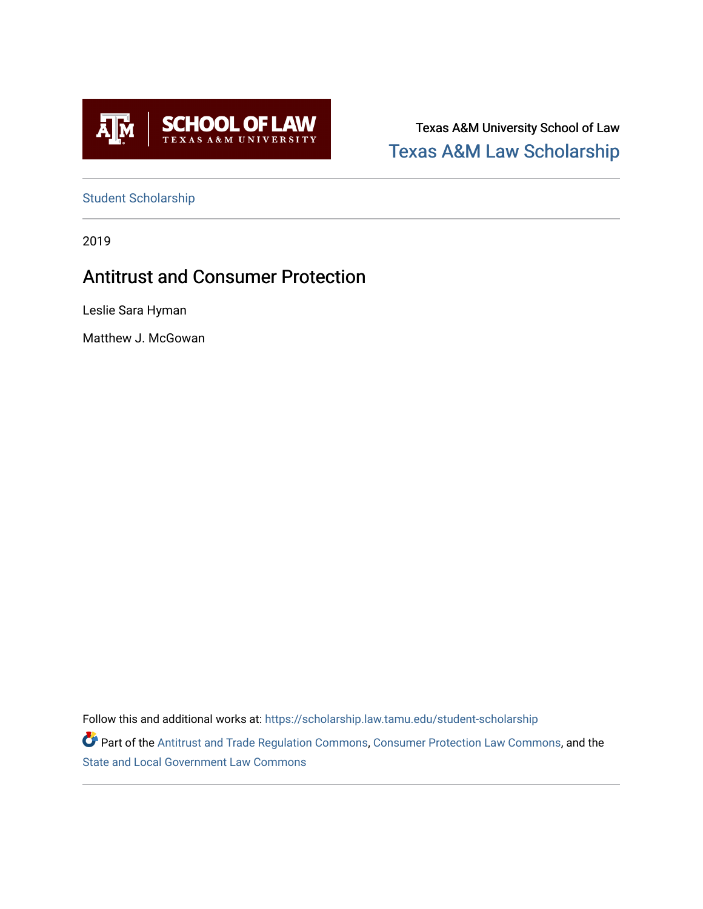Texas A&M University School of Law

Texas A&M Law Scholarship

Student Scholarship

2019

# Antitrust and Consumer Protection

Leslie Sara Hyman

Matthew J. McGowan

Follow this and additional works at: https://scholarship.law.tamu.edu/student-scholarship

Part of the Antitrust and Trade Regulation Commons, Consumer Protection Law Commons, and the State and Local Government Law Commons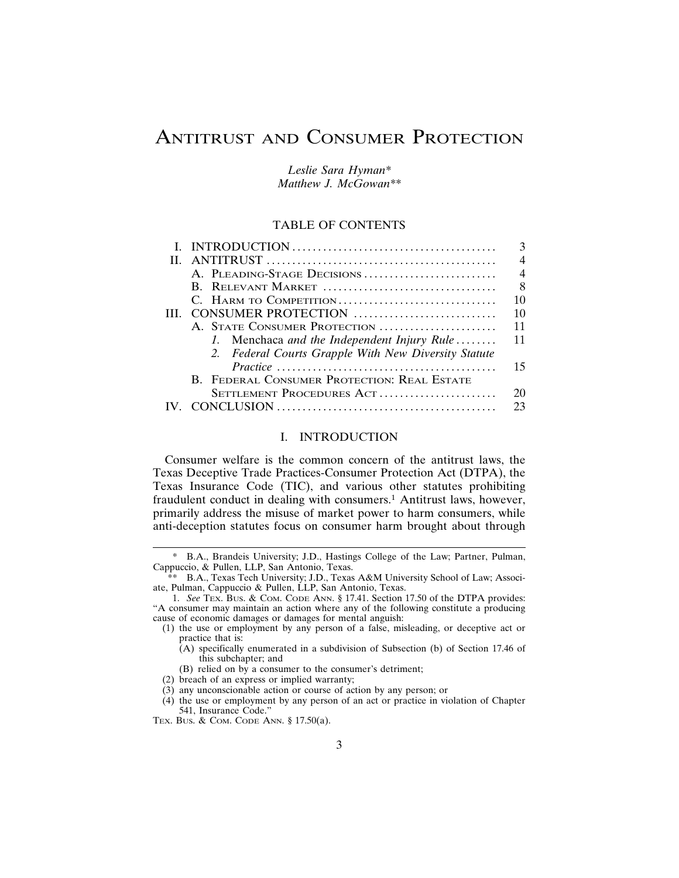# Antitrust and Consumer Protection

*Leslie Sara Hyman\**
*Matthew J. McGowan\*\**

## TABLE OF CONTENTS

| | | |
|---|---|---|
| I. | INTRODUCTION | 3 |
| II. | ANTITRUST | 4 |
| | A. Pleading-Stage Decisions | 4 |
| | B. Relevant Market | 8 |
| | C. Harm to Competition | 10 |
| III. | CONSUMER PROTECTION | 10 |
| | A. State Consumer Protection | 11 |
| | *1.* Menchaca *and the Independent Injury Rule* | 11 |
| | *2. Federal Courts Grapple With New Diversity Statute Practice* | 15 |
| | B. Federal Consumer Protection: Real Estate Settlement Procedures Act | 20 |
| IV. | CONCLUSION | 23 |

## I. INTRODUCTION

Consumer welfare is the common concern of the antitrust laws, the Texas Deceptive Trade Practices-Consumer Protection Act (DTPA), the Texas Insurance Code (TIC), and various other statutes prohibiting fraudulent conduct in dealing with consumers.[1] Antitrust laws, however, primarily address the misuse of market power to harm consumers, while anti-deception statutes focus on consumer harm brought about through

---

\* B.A., Brandeis University; J.D., Hastings College of the Law; Partner, Pulman, Cappuccio, & Pullen, LLP, San Antonio, Texas.

\*\* B.A., Texas Tech University; J.D., Texas A&M University School of Law; Associate, Pulman, Cappuccio & Pullen, LLP, San Antonio, Texas.

1. *See* Tex. Bus. & Com. Code Ann. § 17.41. Section 17.50 of the DTPA provides: "A consumer may maintain an action where any of the following constitute a producing cause of economic damages or damages for mental anguish:

(1) the use or employment by any person of a false, misleading, or deceptive act or practice that is:
 (A) specifically enumerated in a subdivision of Subsection (b) of Section 17.46 of this subchapter; and
 (B) relied on by a consumer to the consumer's detriment;
(2) breach of an express or implied warranty;
(3) any unconscionable action or course of action by any person; or
(4) the use or employment by any person of an act or practice in violation of Chapter 541, Insurance Code."

Tex. Bus. & Com. Code Ann. § 17.50(a).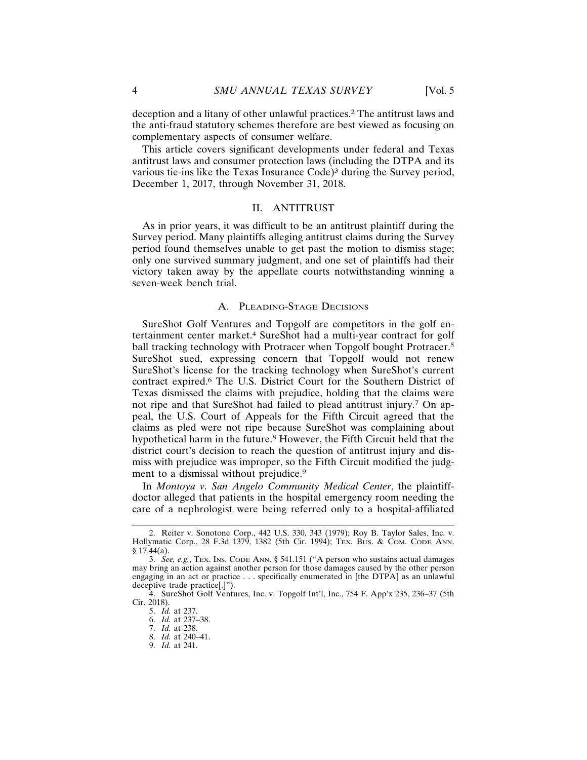deception and a litany of other unlawful practices.[2] The antitrust laws and the anti-fraud statutory schemes therefore are best viewed as focusing on complementary aspects of consumer welfare.

This article covers significant developments under federal and Texas antitrust laws and consumer protection laws (including the DTPA and its various tie-ins like the Texas Insurance Code)[3] during the Survey period, December 1, 2017, through November 31, 2018.

## II. ANTITRUST

As in prior years, it was difficult to be an antitrust plaintiff during the Survey period. Many plaintiffs alleging antitrust claims during the Survey period found themselves unable to get past the motion to dismiss stage; only one survived summary judgment, and one set of plaintiffs had their victory taken away by the appellate courts notwithstanding winning a seven-week bench trial.

### A. Pleading-Stage Decisions

SureShot Golf Ventures and Topgolf are competitors in the golf entertainment center market.[4] SureShot had a multi-year contract for golf ball tracking technology with Protracer when Topgolf bought Protracer.[5] SureShot sued, expressing concern that Topgolf would not renew SureShot's license for the tracking technology when SureShot's current contract expired.[6] The U.S. District Court for the Southern District of Texas dismissed the claims with prejudice, holding that the claims were not ripe and that SureShot had failed to plead antitrust injury.[7] On appeal, the U.S. Court of Appeals for the Fifth Circuit agreed that the claims as pled were not ripe because SureShot was complaining about hypothetical harm in the future.[8] However, the Fifth Circuit held that the district court's decision to reach the question of antitrust injury and dismiss with prejudice was improper, so the Fifth Circuit modified the judgment to a dismissal without prejudice.[9]

In *Montoya v. San Angelo Community Medical Center*, the plaintiff-doctor alleged that patients in the hospital emergency room needing the care of a nephrologist were being referred only to a hospital-affiliated

---

2. Reiter v. Sonotone Corp., 442 U.S. 330, 343 (1979); Roy B. Taylor Sales, Inc. v. Hollymatic Corp., 28 F.3d 1379, 1382 (5th Cir. 1994); Tex. Bus. & Com. Code Ann. § 17.44(a).

3. *See, e.g.*, Tex. Ins. Code Ann. § 541.151 ("A person who sustains actual damages may bring an action against another person for those damages caused by the other person engaging in an act or practice . . . specifically enumerated in [the DTPA] as an unlawful deceptive trade practice[.]").

4. SureShot Golf Ventures, Inc. v. Topgolf Int'l, Inc., 754 F. App'x 235, 236–37 (5th Cir. 2018).

5. *Id.* at 237.

6. *Id.* at 237–38.

7. *Id.* at 238.

8. *Id.* at 240–41.

9. *Id.* at 241.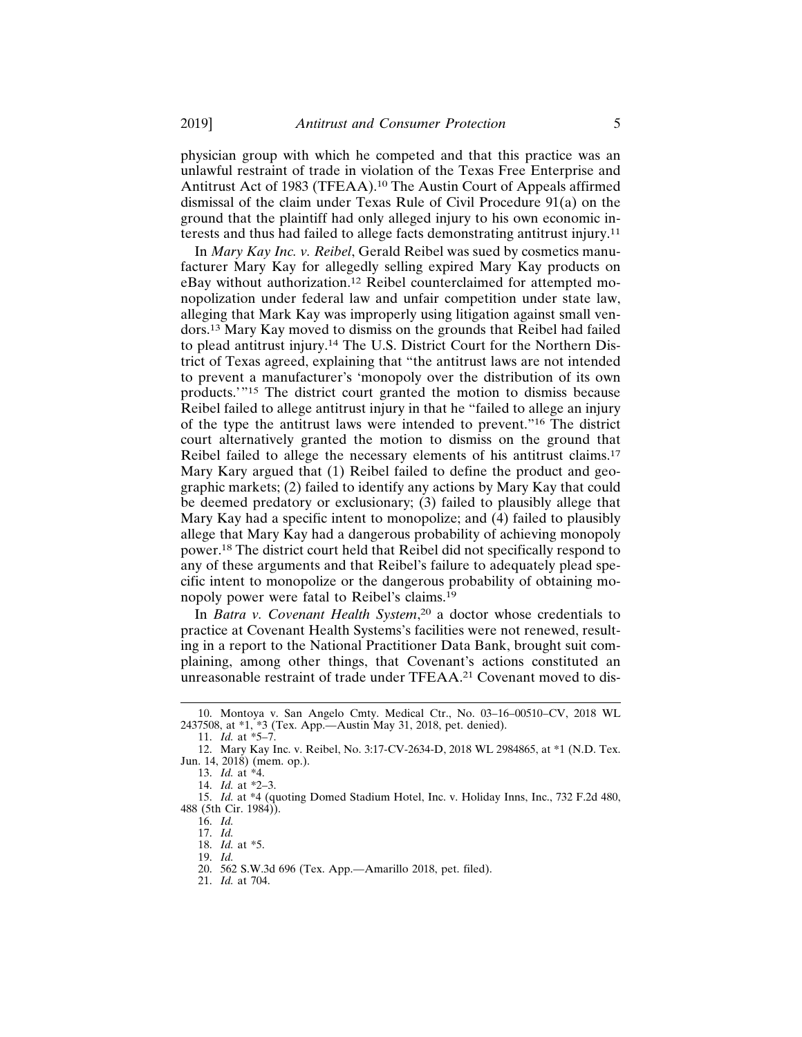physician group with which he competed and that this practice was an unlawful restraint of trade in violation of the Texas Free Enterprise and Antitrust Act of 1983 (TFEAA).[10] The Austin Court of Appeals affirmed dismissal of the claim under Texas Rule of Civil Procedure 91(a) on the ground that the plaintiff had only alleged injury to his own economic interests and thus had failed to allege facts demonstrating antitrust injury.[11]

In *Mary Kay Inc. v. Reibel*, Gerald Reibel was sued by cosmetics manufacturer Mary Kay for allegedly selling expired Mary Kay products on eBay without authorization.[12] Reibel counterclaimed for attempted monopolization under federal law and unfair competition under state law, alleging that Mark Kay was improperly using litigation against small vendors.[13] Mary Kay moved to dismiss on the grounds that Reibel had failed to plead antitrust injury.[14] The U.S. District Court for the Northern District of Texas agreed, explaining that "the antitrust laws are not intended to prevent a manufacturer's 'monopoly over the distribution of its own products.'"[15] The district court granted the motion to dismiss because Reibel failed to allege antitrust injury in that he "failed to allege an injury of the type the antitrust laws were intended to prevent."[16] The district court alternatively granted the motion to dismiss on the ground that Reibel failed to allege the necessary elements of his antitrust claims.[17] Mary Kary argued that (1) Reibel failed to define the product and geographic markets; (2) failed to identify any actions by Mary Kay that could be deemed predatory or exclusionary; (3) failed to plausibly allege that Mary Kay had a specific intent to monopolize; and (4) failed to plausibly allege that Mary Kay had a dangerous probability of achieving monopoly power.[18] The district court held that Reibel did not specifically respond to any of these arguments and that Reibel's failure to adequately plead specific intent to monopolize or the dangerous probability of obtaining monopoly power were fatal to Reibel's claims.[19]

In *Batra v. Covenant Health System*,[20] a doctor whose credentials to practice at Covenant Health Systems's facilities were not renewed, resulting in a report to the National Practitioner Data Bank, brought suit complaining, among other things, that Covenant's actions constituted an unreasonable restraint of trade under TFEAA.[21] Covenant moved to dis-

---

10. Montoya v. San Angelo Cmty. Medical Ctr., No. 03–16–00510–CV, 2018 WL 2437508, at *1, *3 (Tex. App.—Austin May 31, 2018, pet. denied).

11. *Id.* at *5–7.

12. Mary Kay Inc. v. Reibel, No. 3:17-CV-2634-D, 2018 WL 2984865, at *1 (N.D. Tex. Jun. 14, 2018) (mem. op.).

13. *Id.* at *4.

14. *Id.* at *2–3.

15. *Id.* at *4 (quoting Domed Stadium Hotel, Inc. v. Holiday Inns, Inc., 732 F.2d 480, 488 (5th Cir. 1984)).

16. *Id.*

17. *Id.*

18. *Id.* at *5.

19. *Id.*

20. 562 S.W.3d 696 (Tex. App.—Amarillo 2018, pet. filed).

21. *Id.* at 704.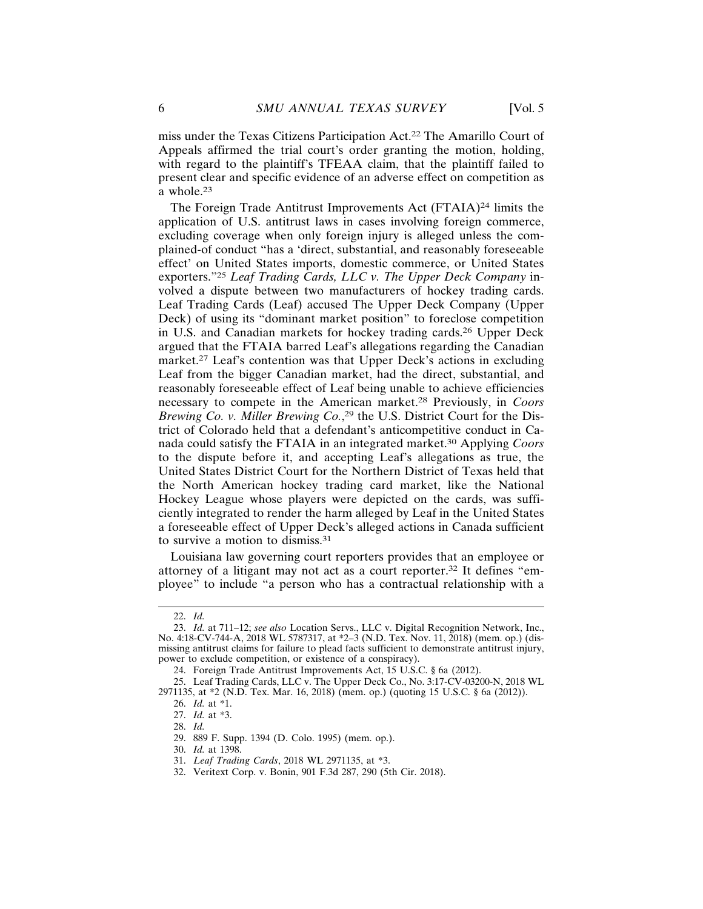miss under the Texas Citizens Participation Act.[22] The Amarillo Court of Appeals affirmed the trial court's order granting the motion, holding, with regard to the plaintiff's TFEAA claim, that the plaintiff failed to present clear and specific evidence of an adverse effect on competition as a whole.[23]

The Foreign Trade Antitrust Improvements Act (FTAIA)[24] limits the application of U.S. antitrust laws in cases involving foreign commerce, excluding coverage when only foreign injury is alleged unless the complained-of conduct "has a 'direct, substantial, and reasonably foreseeable effect' on United States imports, domestic commerce, or United States exporters."[25] *Leaf Trading Cards, LLC v. The Upper Deck Company* involved a dispute between two manufacturers of hockey trading cards. Leaf Trading Cards (Leaf) accused The Upper Deck Company (Upper Deck) of using its "dominant market position" to foreclose competition in U.S. and Canadian markets for hockey trading cards.[26] Upper Deck argued that the FTAIA barred Leaf's allegations regarding the Canadian market.[27] Leaf's contention was that Upper Deck's actions in excluding Leaf from the bigger Canadian market, had the direct, substantial, and reasonably foreseeable effect of Leaf being unable to achieve efficiencies necessary to compete in the American market.[28] Previously, in *Coors Brewing Co. v. Miller Brewing Co.*,[29] the U.S. District Court for the District of Colorado held that a defendant's anticompetitive conduct in Canada could satisfy the FTAIA in an integrated market.[30] Applying *Coors* to the dispute before it, and accepting Leaf's allegations as true, the United States District Court for the Northern District of Texas held that the North American hockey trading card market, like the National Hockey League whose players were depicted on the cards, was sufficiently integrated to render the harm alleged by Leaf in the United States a foreseeable effect of Upper Deck's alleged actions in Canada sufficient to survive a motion to dismiss.[31]

Louisiana law governing court reporters provides that an employee or attorney of a litigant may not act as a court reporter.[32] It defines "employee" to include "a person who has a contractual relationship with a

---

22. *Id.*

23. *Id.* at 711–12; *see also* Location Servs., LLC v. Digital Recognition Network, Inc., No. 4:18-CV-744-A, 2018 WL 5787317, at *2–3 (N.D. Tex. Nov. 11, 2018) (mem. op.) (dismissing antitrust claims for failure to plead facts sufficient to demonstrate antitrust injury, power to exclude competition, or existence of a conspiracy).

24. Foreign Trade Antitrust Improvements Act, 15 U.S.C. § 6a (2012).

25. Leaf Trading Cards, LLC v. The Upper Deck Co., No. 3:17-CV-03200-N, 2018 WL 2971135, at *2 (N.D. Tex. Mar. 16, 2018) (mem. op.) (quoting 15 U.S.C. § 6a (2012)).

26. *Id.* at *1.

27. *Id.* at *3.

28. *Id.*

29. 889 F. Supp. 1394 (D. Colo. 1995) (mem. op.).

30. *Id.* at 1398.

31. *Leaf Trading Cards*, 2018 WL 2971135, at *3.

32. Veritext Corp. v. Bonin, 901 F.3d 287, 290 (5th Cir. 2018).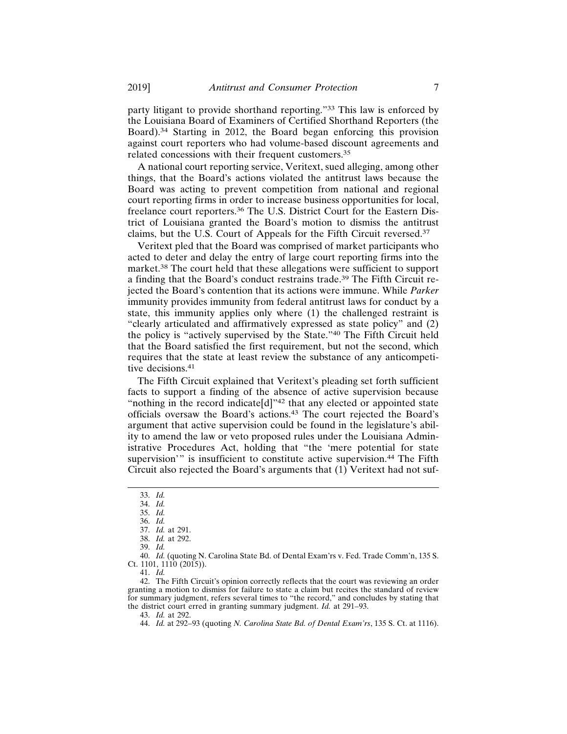party litigant to provide shorthand reporting."[33] This law is enforced by the Louisiana Board of Examiners of Certified Shorthand Reporters (the Board).[34] Starting in 2012, the Board began enforcing this provision against court reporters who had volume-based discount agreements and related concessions with their frequent customers.[35]

A national court reporting service, Veritext, sued alleging, among other things, that the Board's actions violated the antitrust laws because the Board was acting to prevent competition from national and regional court reporting firms in order to increase business opportunities for local, freelance court reporters.[36] The U.S. District Court for the Eastern District of Louisiana granted the Board's motion to dismiss the antitrust claims, but the U.S. Court of Appeals for the Fifth Circuit reversed.[37]

Veritext pled that the Board was comprised of market participants who acted to deter and delay the entry of large court reporting firms into the market.[38] The court held that these allegations were sufficient to support a finding that the Board's conduct restrains trade.[39] The Fifth Circuit rejected the Board's contention that its actions were immune. While *Parker* immunity provides immunity from federal antitrust laws for conduct by a state, this immunity applies only where (1) the challenged restraint is "clearly articulated and affirmatively expressed as state policy" and (2) the policy is "actively supervised by the State."[40] The Fifth Circuit held that the Board satisfied the first requirement, but not the second, which requires that the state at least review the substance of any anticompetitive decisions.[41]

The Fifth Circuit explained that Veritext's pleading set forth sufficient facts to support a finding of the absence of active supervision because "nothing in the record indicate[d]"[42] that any elected or appointed state officials oversaw the Board's actions.[43] The court rejected the Board's argument that active supervision could be found in the legislature's ability to amend the law or veto proposed rules under the Louisiana Administrative Procedures Act, holding that "the 'mere potential for state supervision'" is insufficient to constitute active supervision.[44] The Fifth Circuit also rejected the Board's arguments that (1) Veritext had not suf-

---

33. *Id.*

34. *Id.*

35. *Id.*

36. *Id.*

37. *Id.* at 291.

38. *Id.* at 292.

39. *Id.*

40. *Id.* (quoting N. Carolina State Bd. of Dental Exam'rs v. Fed. Trade Comm'n, 135 S. Ct. 1101, 1110 (2015)).

41. *Id.*

42. The Fifth Circuit's opinion correctly reflects that the court was reviewing an order granting a motion to dismiss for failure to state a claim but recites the standard of review for summary judgment, refers several times to "the record," and concludes by stating that the district court erred in granting summary judgment. *Id.* at 291–93.

43. *Id.* at 292.

44. *Id.* at 292–93 (quoting *N. Carolina State Bd. of Dental Exam'rs*, 135 S. Ct. at 1116).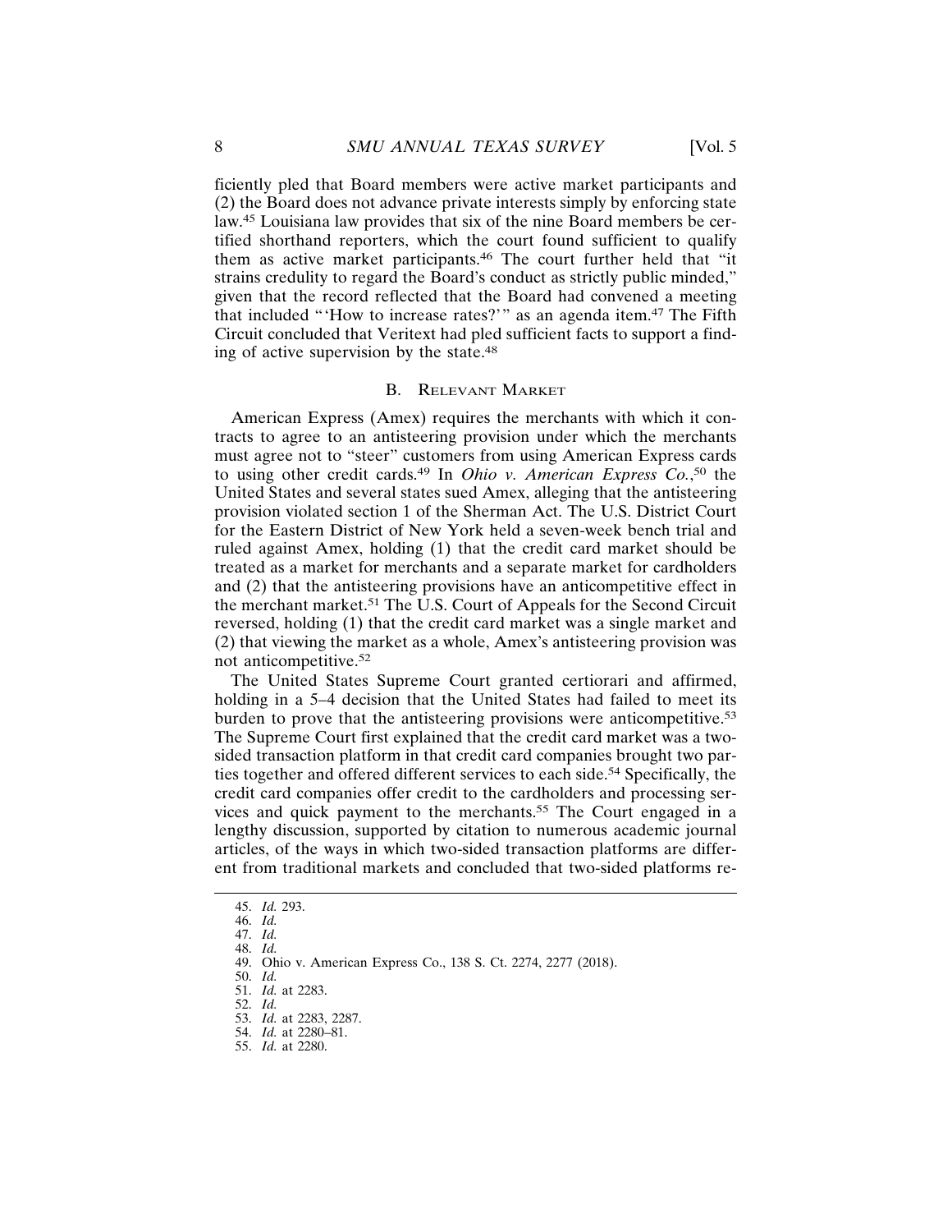ficiently pled that Board members were active market participants and (2) the Board does not advance private interests simply by enforcing state law.[45] Louisiana law provides that six of the nine Board members be certified shorthand reporters, which the court found sufficient to qualify them as active market participants.[46] The court further held that "it strains credulity to regard the Board's conduct as strictly public minded," given that the record reflected that the Board had convened a meeting that included "'How to increase rates?'" as an agenda item.[47] The Fifth Circuit concluded that Veritext had pled sufficient facts to support a finding of active supervision by the state.[48]

## B. Relevant Market

American Express (Amex) requires the merchants with which it contracts to agree to an antisteering provision under which the merchants must agree not to "steer" customers from using American Express cards to using other credit cards.[49] In *Ohio v. American Express Co.*,[50] the United States and several states sued Amex, alleging that the antisteering provision violated section 1 of the Sherman Act. The U.S. District Court for the Eastern District of New York held a seven-week bench trial and ruled against Amex, holding (1) that the credit card market should be treated as a market for merchants and a separate market for cardholders and (2) that the antisteering provisions have an anticompetitive effect in the merchant market.[51] The U.S. Court of Appeals for the Second Circuit reversed, holding (1) that the credit card market was a single market and (2) that viewing the market as a whole, Amex's antisteering provision was not anticompetitive.[52]

The United States Supreme Court granted certiorari and affirmed, holding in a 5–4 decision that the United States had failed to meet its burden to prove that the antisteering provisions were anticompetitive.[53] The Supreme Court first explained that the credit card market was a two-sided transaction platform in that credit card companies brought two parties together and offered different services to each side.[54] Specifically, the credit card companies offer credit to the cardholders and processing services and quick payment to the merchants.[55] The Court engaged in a lengthy discussion, supported by citation to numerous academic journal articles, of the ways in which two-sided transaction platforms are different from traditional markets and concluded that two-sided platforms re-

---

45. *Id.* 293.
46. *Id.*
47. *Id.*
48. *Id.*
49. Ohio v. American Express Co., 138 S. Ct. 2274, 2277 (2018).
50. *Id.*
51. *Id.* at 2283.
52. *Id.*
53. *Id.* at 2283, 2287.
54. *Id.* at 2280–81.
55. *Id.* at 2280.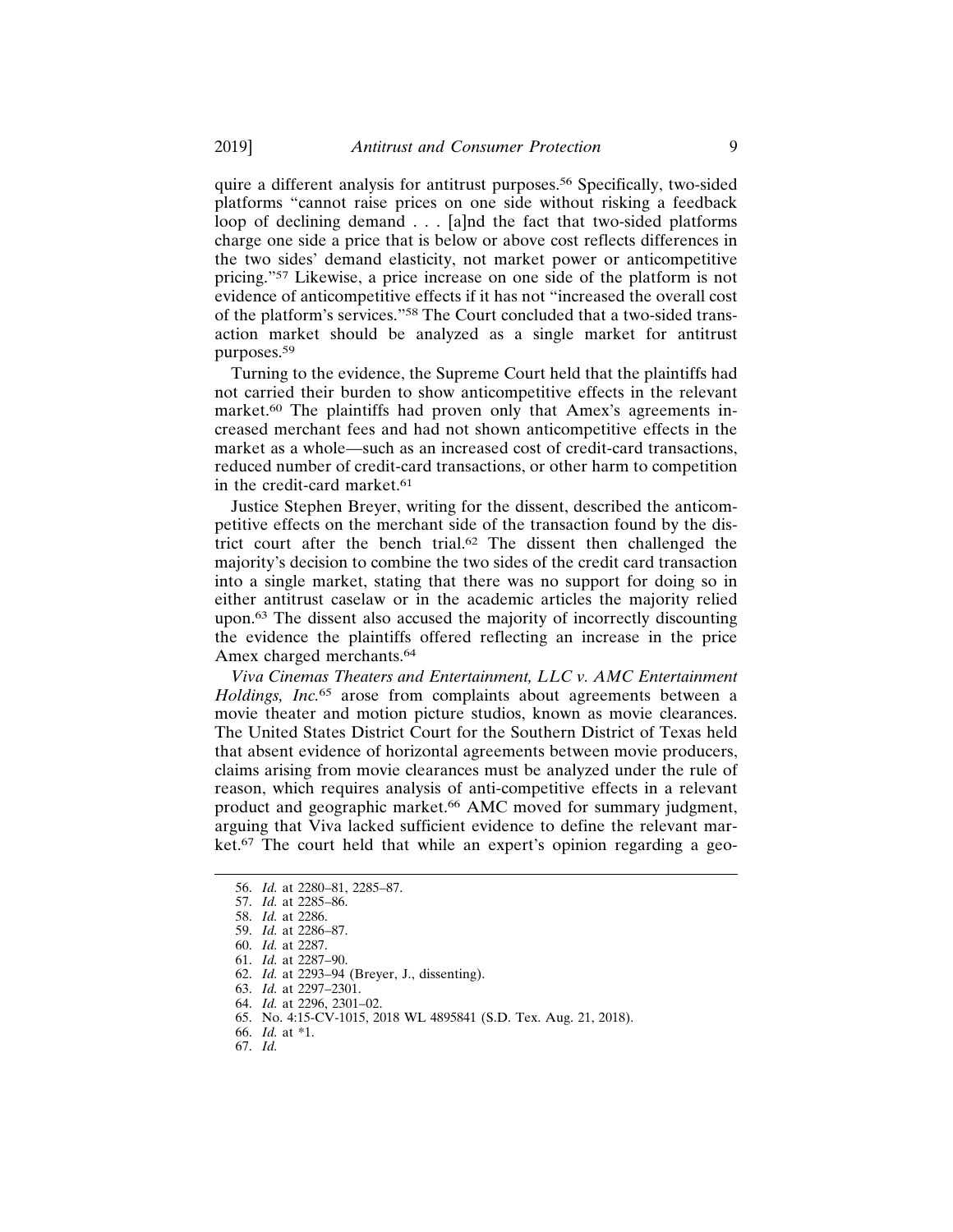quire a different analysis for antitrust purposes.[56] Specifically, two-sided platforms "cannot raise prices on one side without risking a feedback loop of declining demand . . . [a]nd the fact that two-sided platforms charge one side a price that is below or above cost reflects differences in the two sides' demand elasticity, not market power or anticompetitive pricing."[57] Likewise, a price increase on one side of the platform is not evidence of anticompetitive effects if it has not "increased the overall cost of the platform's services."[58] The Court concluded that a two-sided transaction market should be analyzed as a single market for antitrust purposes.[59]

Turning to the evidence, the Supreme Court held that the plaintiffs had not carried their burden to show anticompetitive effects in the relevant market.[60] The plaintiffs had proven only that Amex's agreements increased merchant fees and had not shown anticompetitive effects in the market as a whole—such as an increased cost of credit-card transactions, reduced number of credit-card transactions, or other harm to competition in the credit-card market.[61]

Justice Stephen Breyer, writing for the dissent, described the anticompetitive effects on the merchant side of the transaction found by the district court after the bench trial.[62] The dissent then challenged the majority's decision to combine the two sides of the credit card transaction into a single market, stating that there was no support for doing so in either antitrust caselaw or in the academic articles the majority relied upon.[63] The dissent also accused the majority of incorrectly discounting the evidence the plaintiffs offered reflecting an increase in the price Amex charged merchants.[64]

*Viva Cinemas Theaters and Entertainment, LLC v. AMC Entertainment Holdings, Inc.*[65] arose from complaints about agreements between a movie theater and motion picture studios, known as movie clearances. The United States District Court for the Southern District of Texas held that absent evidence of horizontal agreements between movie producers, claims arising from movie clearances must be analyzed under the rule of reason, which requires analysis of anti-competitive effects in a relevant product and geographic market.[66] AMC moved for summary judgment, arguing that Viva lacked sufficient evidence to define the relevant market.[67] The court held that while an expert's opinion regarding a geo-

---

56. *Id.* at 2280–81, 2285–87.
57. *Id.* at 2285–86.
58. *Id.* at 2286.
59. *Id.* at 2286–87.
60. *Id.* at 2287.
61. *Id.* at 2287–90.
62. *Id.* at 2293–94 (Breyer, J., dissenting).
63. *Id.* at 2297–2301.
64. *Id.* at 2296, 2301–02.
65. No. 4:15-CV-1015, 2018 WL 4895841 (S.D. Tex. Aug. 21, 2018).
66. *Id.* at *1.
67. *Id.*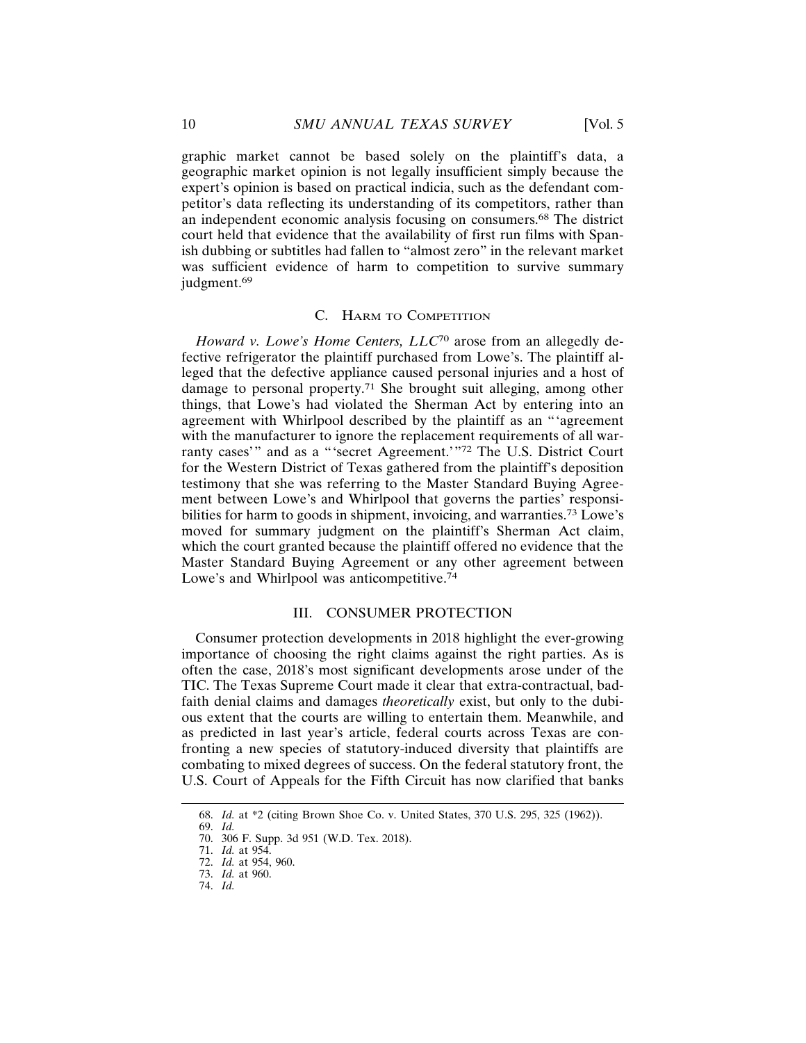graphic market cannot be based solely on the plaintiff's data, a geographic market opinion is not legally insufficient simply because the expert's opinion is based on practical indicia, such as the defendant competitor's data reflecting its understanding of its competitors, rather than an independent economic analysis focusing on consumers.[68] The district court held that evidence that the availability of first run films with Spanish dubbing or subtitles had fallen to "almost zero" in the relevant market was sufficient evidence of harm to competition to survive summary judgment.[69]

### C. Harm to Competition

*Howard v. Lowe's Home Centers, LLC*[70] arose from an allegedly defective refrigerator the plaintiff purchased from Lowe's. The plaintiff alleged that the defective appliance caused personal injuries and a host of damage to personal property.[71] She brought suit alleging, among other things, that Lowe's had violated the Sherman Act by entering into an agreement with Whirlpool described by the plaintiff as an "'agreement with the manufacturer to ignore the replacement requirements of all warranty cases'" and as a "'secret Agreement.'"[72] The U.S. District Court for the Western District of Texas gathered from the plaintiff's deposition testimony that she was referring to the Master Standard Buying Agreement between Lowe's and Whirlpool that governs the parties' responsibilities for harm to goods in shipment, invoicing, and warranties.[73] Lowe's moved for summary judgment on the plaintiff's Sherman Act claim, which the court granted because the plaintiff offered no evidence that the Master Standard Buying Agreement or any other agreement between Lowe's and Whirlpool was anticompetitive.[74]

## III. CONSUMER PROTECTION

Consumer protection developments in 2018 highlight the ever-growing importance of choosing the right claims against the right parties. As is often the case, 2018's most significant developments arose under of the TIC. The Texas Supreme Court made it clear that extra-contractual, bad-faith denial claims and damages *theoretically* exist, but only to the dubious extent that the courts are willing to entertain them. Meanwhile, and as predicted in last year's article, federal courts across Texas are confronting a new species of statutory-induced diversity that plaintiffs are combating to mixed degrees of success. On the federal statutory front, the U.S. Court of Appeals for the Fifth Circuit has now clarified that banks

---

68. *Id.* at *2 (citing Brown Shoe Co. v. United States, 370 U.S. 295, 325 (1962)).
69. *Id.*
70. 306 F. Supp. 3d 951 (W.D. Tex. 2018).
71. *Id.* at 954.
72. *Id.* at 954, 960.
73. *Id.* at 960.
74. *Id.*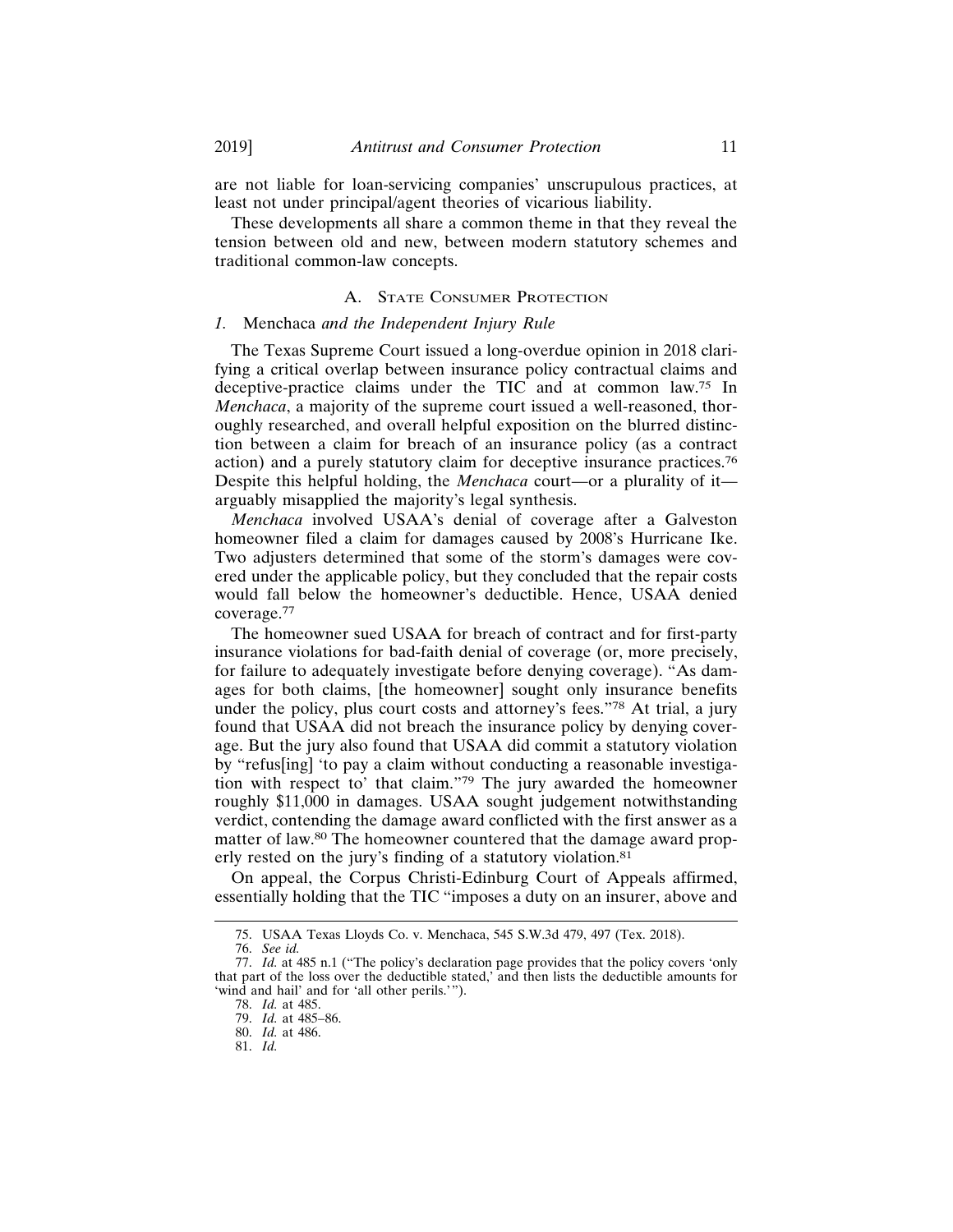are not liable for loan-servicing companies' unscrupulous practices, at least not under principal/agent theories of vicarious liability.

These developments all share a common theme in that they reveal the tension between old and new, between modern statutory schemes and traditional common-law concepts.

## A. State Consumer Protection

### 1. *Menchaca and the Independent Injury Rule*

The Texas Supreme Court issued a long-overdue opinion in 2018 clarifying a critical overlap between insurance policy contractual claims and deceptive-practice claims under the TIC and at common law.[75] In *Menchaca*, a majority of the supreme court issued a well-reasoned, thoroughly researched, and overall helpful exposition on the blurred distinction between a claim for breach of an insurance policy (as a contract action) and a purely statutory claim for deceptive insurance practices.[76] Despite this helpful holding, the *Menchaca* court—or a plurality of it—arguably misapplied the majority's legal synthesis.

*Menchaca* involved USAA's denial of coverage after a Galveston homeowner filed a claim for damages caused by 2008's Hurricane Ike. Two adjusters determined that some of the storm's damages were covered under the applicable policy, but they concluded that the repair costs would fall below the homeowner's deductible. Hence, USAA denied coverage.[77]

The homeowner sued USAA for breach of contract and for first-party insurance violations for bad-faith denial of coverage (or, more precisely, for failure to adequately investigate before denying coverage). "As damages for both claims, [the homeowner] sought only insurance benefits under the policy, plus court costs and attorney's fees."[78] At trial, a jury found that USAA did not breach the insurance policy by denying coverage. But the jury also found that USAA did commit a statutory violation by "refus[ing] 'to pay a claim without conducting a reasonable investigation with respect to' that claim."[79] The jury awarded the homeowner roughly $11,000 in damages. USAA sought judgement notwithstanding verdict, contending the damage award conflicted with the first answer as a matter of law.[80] The homeowner countered that the damage award properly rested on the jury's finding of a statutory violation.[81]

On appeal, the Corpus Christi-Edinburg Court of Appeals affirmed, essentially holding that the TIC "imposes a duty on an insurer, above and

---

75. USAA Texas Lloyds Co. v. Menchaca, 545 S.W.3d 479, 497 (Tex. 2018).

76. *See id.*

77. *Id.* at 485 n.1 ("The policy's declaration page provides that the policy covers 'only that part of the loss over the deductible stated,' and then lists the deductible amounts for 'wind and hail' and for 'all other perils.'").

78. *Id.* at 485.

79. *Id.* at 485–86.

80. *Id.* at 486.

81. *Id.*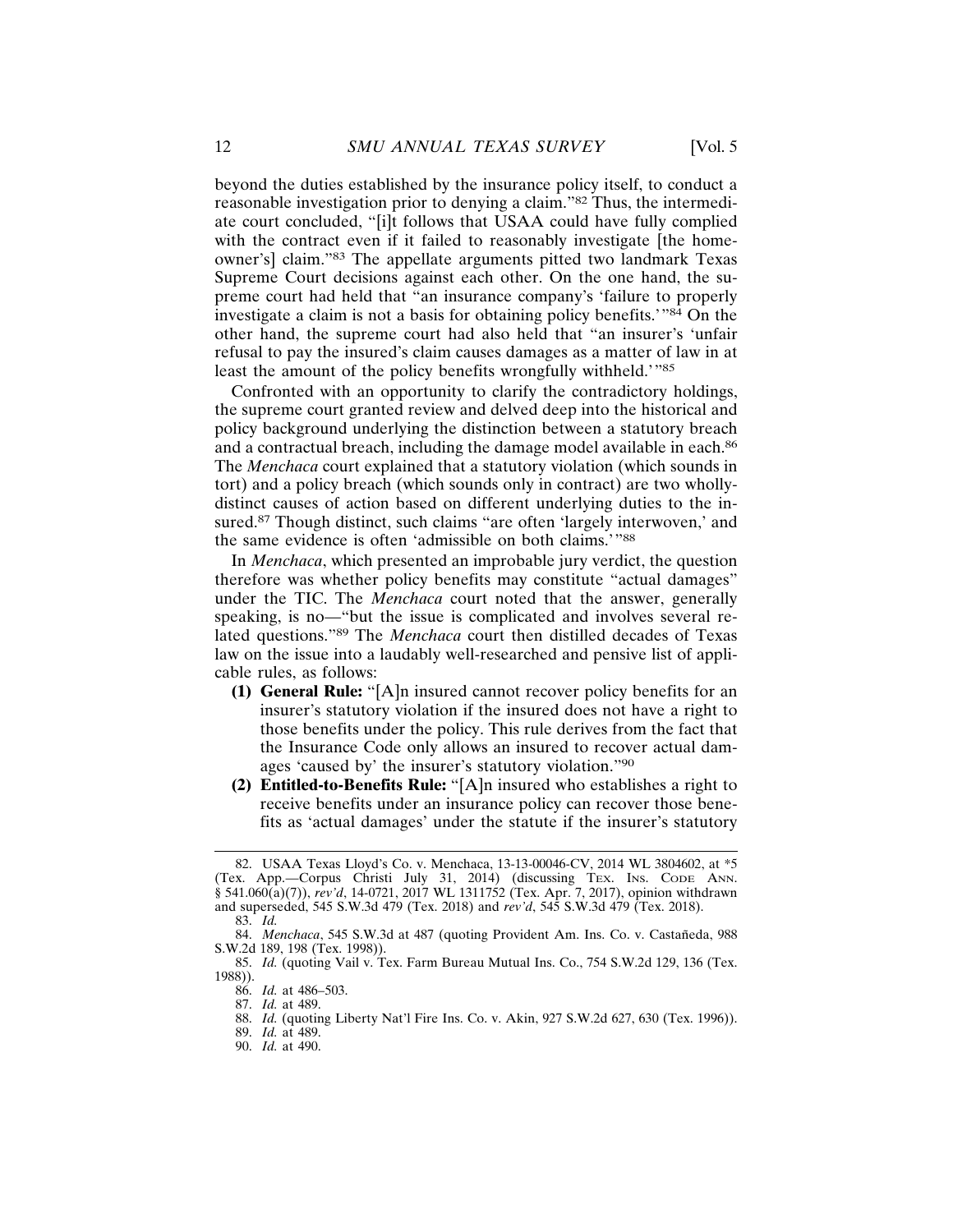beyond the duties established by the insurance policy itself, to conduct a reasonable investigation prior to denying a claim."[82] Thus, the intermediate court concluded, "[i]t follows that USAA could have fully complied with the contract even if it failed to reasonably investigate [the homeowner's] claim."[83] The appellate arguments pitted two landmark Texas Supreme Court decisions against each other. On the one hand, the supreme court had held that "an insurance company's 'failure to properly investigate a claim is not a basis for obtaining policy benefits.'"[84] On the other hand, the supreme court had also held that "an insurer's 'unfair refusal to pay the insured's claim causes damages as a matter of law in at least the amount of the policy benefits wrongfully withheld.'"[85]

Confronted with an opportunity to clarify the contradictory holdings, the supreme court granted review and delved deep into the historical and policy background underlying the distinction between a statutory breach and a contractual breach, including the damage model available in each.[86] The *Menchaca* court explained that a statutory violation (which sounds in tort) and a policy breach (which sounds only in contract) are two wholly-distinct causes of action based on different underlying duties to the insured.[87] Though distinct, such claims "are often 'largely interwoven,' and the same evidence is often 'admissible on both claims.'"[88]

In *Menchaca*, which presented an improbable jury verdict, the question therefore was whether policy benefits may constitute "actual damages" under the TIC. The *Menchaca* court noted that the answer, generally speaking, is no—"but the issue is complicated and involves several related questions."[89] The *Menchaca* court then distilled decades of Texas law on the issue into a laudably well-researched and pensive list of applicable rules, as follows:

- **(1) General Rule:** "[A]n insured cannot recover policy benefits for an insurer's statutory violation if the insured does not have a right to those benefits under the policy. This rule derives from the fact that the Insurance Code only allows an insured to recover actual damages 'caused by' the insurer's statutory violation."[90]
- **(2) Entitled-to-Benefits Rule:** "[A]n insured who establishes a right to receive benefits under an insurance policy can recover those benefits as 'actual damages' under the statute if the insurer's statutory

---

82. USAA Texas Lloyd's Co. v. Menchaca, 13-13-00046-CV, 2014 WL 3804602, at *5 (Tex. App.—Corpus Christi July 31, 2014) (discussing Tex. Ins. Code Ann. § 541.060(a)(7)), *rev'd*, 14-0721, 2017 WL 1311752 (Tex. Apr. 7, 2017), opinion withdrawn and superseded, 545 S.W.3d 479 (Tex. 2018) and *rev'd*, 545 S.W.3d 479 (Tex. 2018).

83. *Id.*

84. *Menchaca*, 545 S.W.3d at 487 (quoting Provident Am. Ins. Co. v. Castañeda, 988 S.W.2d 189, 198 (Tex. 1998)).

85. *Id.* (quoting Vail v. Tex. Farm Bureau Mutual Ins. Co., 754 S.W.2d 129, 136 (Tex. 1988)).

86. *Id.* at 486–503.

87. *Id.* at 489.

88. *Id.* (quoting Liberty Nat'l Fire Ins. Co. v. Akin, 927 S.W.2d 627, 630 (Tex. 1996)).

89. *Id.* at 489.

90. *Id.* at 490.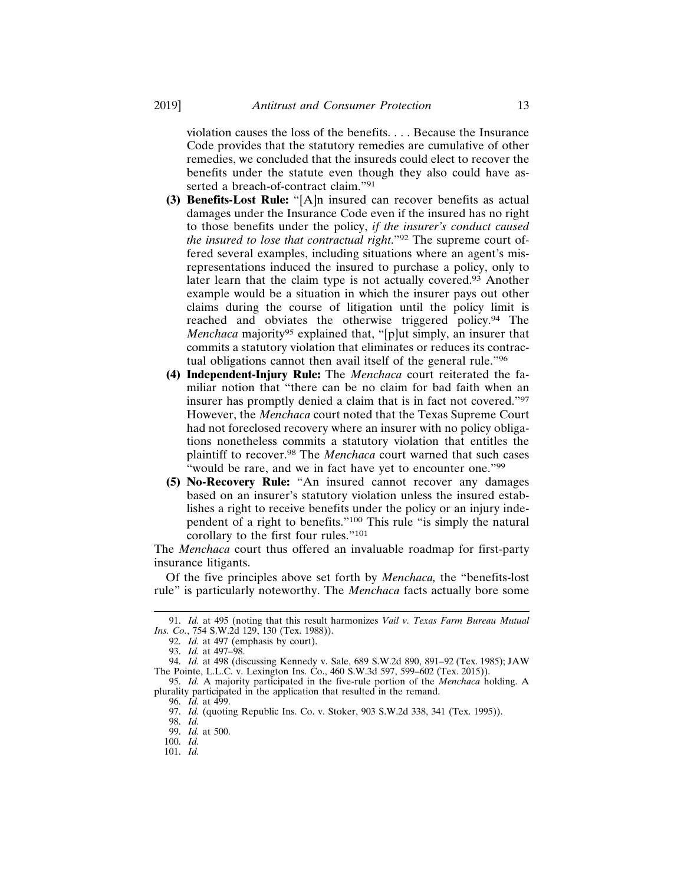violation causes the loss of the benefits. . . . Because the Insurance Code provides that the statutory remedies are cumulative of other remedies, we concluded that the insureds could elect to recover the benefits under the statute even though they also could have asserted a breach-of-contract claim."[91]

**(3) Benefits-Lost Rule:** "[A]n insured can recover benefits as actual damages under the Insurance Code even if the insured has no right to those benefits under the policy, *if the insurer's conduct caused the insured to lose that contractual right*."[92] The supreme court offered several examples, including situations where an agent's misrepresentations induced the insured to purchase a policy, only to later learn that the claim type is not actually covered.[93] Another example would be a situation in which the insurer pays out other claims during the course of litigation until the policy limit is reached and obviates the otherwise triggered policy.[94] The *Menchaca* majority[95] explained that, "[p]ut simply, an insurer that commits a statutory violation that eliminates or reduces its contractual obligations cannot then avail itself of the general rule."[96]

**(4) Independent-Injury Rule:** The *Menchaca* court reiterated the familiar notion that "there can be no claim for bad faith when an insurer has promptly denied a claim that is in fact not covered."[97] However, the *Menchaca* court noted that the Texas Supreme Court had not foreclosed recovery where an insurer with no policy obligations nonetheless commits a statutory violation that entitles the plaintiff to recover.[98] The *Menchaca* court warned that such cases "would be rare, and we in fact have yet to encounter one."[99]

**(5) No-Recovery Rule:** "An insured cannot recover any damages based on an insurer's statutory violation unless the insured establishes a right to receive benefits under the policy or an injury independent of a right to benefits."[100] This rule "is simply the natural corollary to the first four rules."[101]

The *Menchaca* court thus offered an invaluable roadmap for first-party insurance litigants.

Of the five principles above set forth by *Menchaca,* the "benefits-lost rule" is particularly noteworthy. The *Menchaca* facts actually bore some

---

91. *Id.* at 495 (noting that this result harmonizes *Vail v. Texas Farm Bureau Mutual Ins. Co.*, 754 S.W.2d 129, 130 (Tex. 1988)).

92. *Id.* at 497 (emphasis by court).

93. *Id.* at 497–98.

94. *Id.* at 498 (discussing Kennedy v. Sale, 689 S.W.2d 890, 891–92 (Tex. 1985); JAW The Pointe, L.L.C. v. Lexington Ins. Co., 460 S.W.3d 597, 599–602 (Tex. 2015)).

95. *Id.* A majority participated in the five-rule portion of the *Menchaca* holding. A plurality participated in the application that resulted in the remand.

96. *Id.* at 499.

97. *Id.* (quoting Republic Ins. Co. v. Stoker, 903 S.W.2d 338, 341 (Tex. 1995)).

98. *Id.*

99. *Id.* at 500.

100. *Id.*

101. *Id.*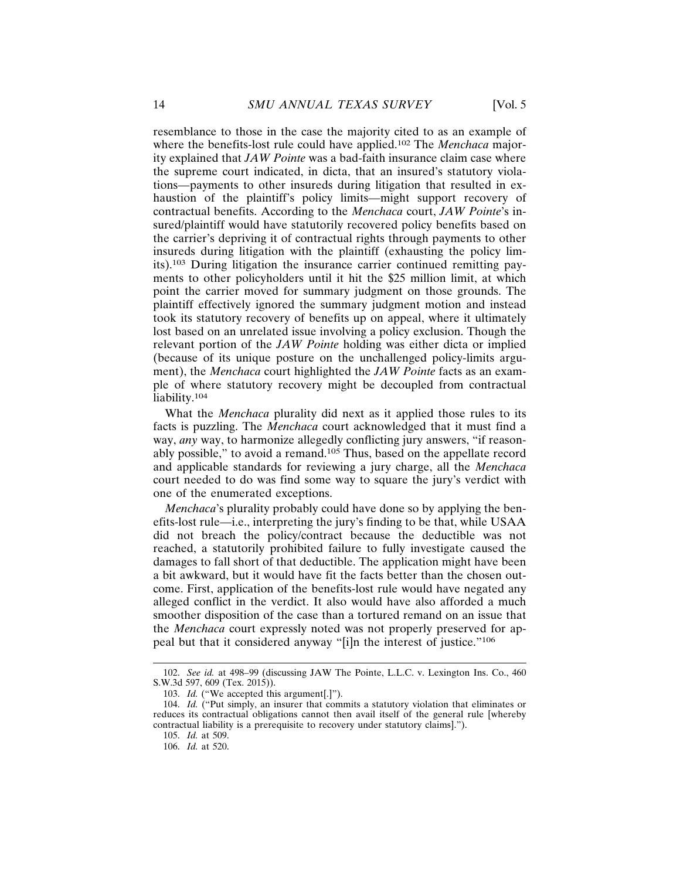resemblance to those in the case the majority cited to as an example of where the benefits-lost rule could have applied.[102] The *Menchaca* majority explained that *JAW Pointe* was a bad-faith insurance claim case where the supreme court indicated, in dicta, that an insured's statutory violations—payments to other insureds during litigation that resulted in exhaustion of the plaintiff's policy limits—might support recovery of contractual benefits. According to the *Menchaca* court, *JAW Pointe*'s insured/plaintiff would have statutorily recovered policy benefits based on the carrier's depriving it of contractual rights through payments to other insureds during litigation with the plaintiff (exhausting the policy limits).[103] During litigation the insurance carrier continued remitting payments to other policyholders until it hit the $25 million limit, at which point the carrier moved for summary judgment on those grounds. The plaintiff effectively ignored the summary judgment motion and instead took its statutory recovery of benefits up on appeal, where it ultimately lost based on an unrelated issue involving a policy exclusion. Though the relevant portion of the *JAW Pointe* holding was either dicta or implied (because of its unique posture on the unchallenged policy-limits argument), the *Menchaca* court highlighted the *JAW Pointe* facts as an example of where statutory recovery might be decoupled from contractual liability.[104]

What the *Menchaca* plurality did next as it applied those rules to its facts is puzzling. The *Menchaca* court acknowledged that it must find a way, *any* way, to harmonize allegedly conflicting jury answers, "if reasonably possible," to avoid a remand.[105] Thus, based on the appellate record and applicable standards for reviewing a jury charge, all the *Menchaca* court needed to do was find some way to square the jury's verdict with one of the enumerated exceptions.

*Menchaca*'s plurality probably could have done so by applying the benefits-lost rule—i.e., interpreting the jury's finding to be that, while USAA did not breach the policy/contract because the deductible was not reached, a statutorily prohibited failure to fully investigate caused the damages to fall short of that deductible. The application might have been a bit awkward, but it would have fit the facts better than the chosen outcome. First, application of the benefits-lost rule would have negated any alleged conflict in the verdict. It also would have also afforded a much smoother disposition of the case than a tortured remand on an issue that the *Menchaca* court expressly noted was not properly preserved for appeal but that it considered anyway "[i]n the interest of justice."[106]

---

102. *See id.* at 498–99 (discussing JAW The Pointe, L.L.C. v. Lexington Ins. Co., 460 S.W.3d 597, 609 (Tex. 2015)).

103. *Id.* ("We accepted this argument[.]").

104. *Id.* ("Put simply, an insurer that commits a statutory violation that eliminates or reduces its contractual obligations cannot then avail itself of the general rule [whereby contractual liability is a prerequisite to recovery under statutory claims].").

105. *Id.* at 509.

106. *Id.* at 520.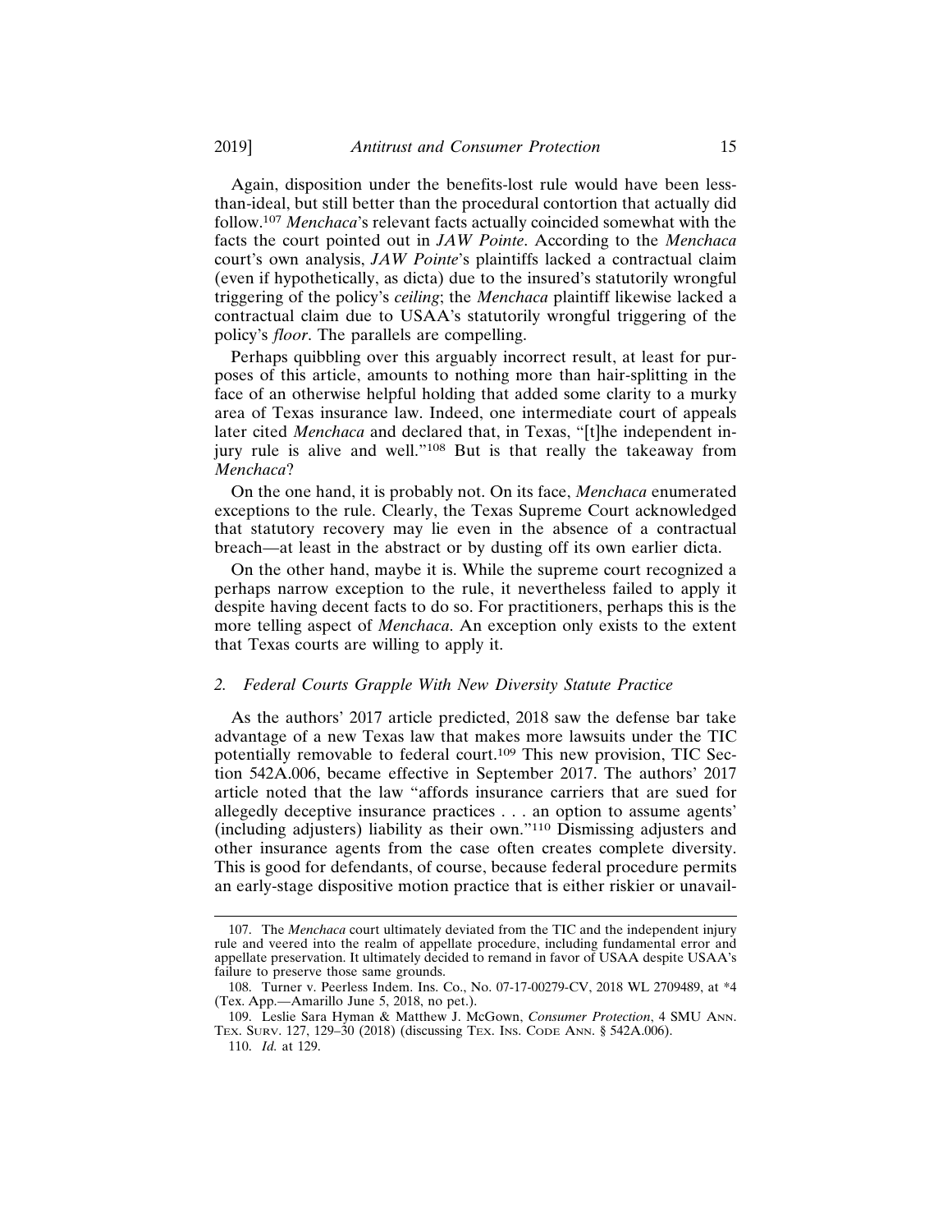Again, disposition under the benefits-lost rule would have been less-than-ideal, but still better than the procedural contortion that actually did follow.[107] *Menchaca*'s relevant facts actually coincided somewhat with the facts the court pointed out in *JAW Pointe*. According to the *Menchaca* court's own analysis, *JAW Pointe*'s plaintiffs lacked a contractual claim (even if hypothetically, as dicta) due to the insured's statutorily wrongful triggering of the policy's *ceiling*; the *Menchaca* plaintiff likewise lacked a contractual claim due to USAA's statutorily wrongful triggering of the policy's *floor*. The parallels are compelling.

Perhaps quibbling over this arguably incorrect result, at least for purposes of this article, amounts to nothing more than hair-splitting in the face of an otherwise helpful holding that added some clarity to a murky area of Texas insurance law. Indeed, one intermediate court of appeals later cited *Menchaca* and declared that, in Texas, "[t]he independent injury rule is alive and well."[108] But is that really the takeaway from *Menchaca*?

On the one hand, it is probably not. On its face, *Menchaca* enumerated exceptions to the rule. Clearly, the Texas Supreme Court acknowledged that statutory recovery may lie even in the absence of a contractual breach—at least in the abstract or by dusting off its own earlier dicta.

On the other hand, maybe it is. While the supreme court recognized a perhaps narrow exception to the rule, it nevertheless failed to apply it despite having decent facts to do so. For practitioners, perhaps this is the more telling aspect of *Menchaca*. An exception only exists to the extent that Texas courts are willing to apply it.

### *2. Federal Courts Grapple With New Diversity Statute Practice*

As the authors' 2017 article predicted, 2018 saw the defense bar take advantage of a new Texas law that makes more lawsuits under the TIC potentially removable to federal court.[109] This new provision, TIC Section 542A.006, became effective in September 2017. The authors' 2017 article noted that the law "affords insurance carriers that are sued for allegedly deceptive insurance practices . . . an option to assume agents' (including adjusters) liability as their own."[110] Dismissing adjusters and other insurance agents from the case often creates complete diversity. This is good for defendants, of course, because federal procedure permits an early-stage dispositive motion practice that is either riskier or unavail-

---

107. The *Menchaca* court ultimately deviated from the TIC and the independent injury rule and veered into the realm of appellate procedure, including fundamental error and appellate preservation. It ultimately decided to remand in favor of USAA despite USAA's failure to preserve those same grounds.

108. Turner v. Peerless Indem. Ins. Co., No. 07-17-00279-CV, 2018 WL 2709489, at *4 (Tex. App.—Amarillo June 5, 2018, no pet.).

109. Leslie Sara Hyman & Matthew J. McGowan, *Consumer Protection*, 4 SMU ANN. TEX. SURV. 127, 129–30 (2018) (discussing TEX. INS. CODE ANN. § 542A.006).

110. *Id.* at 129.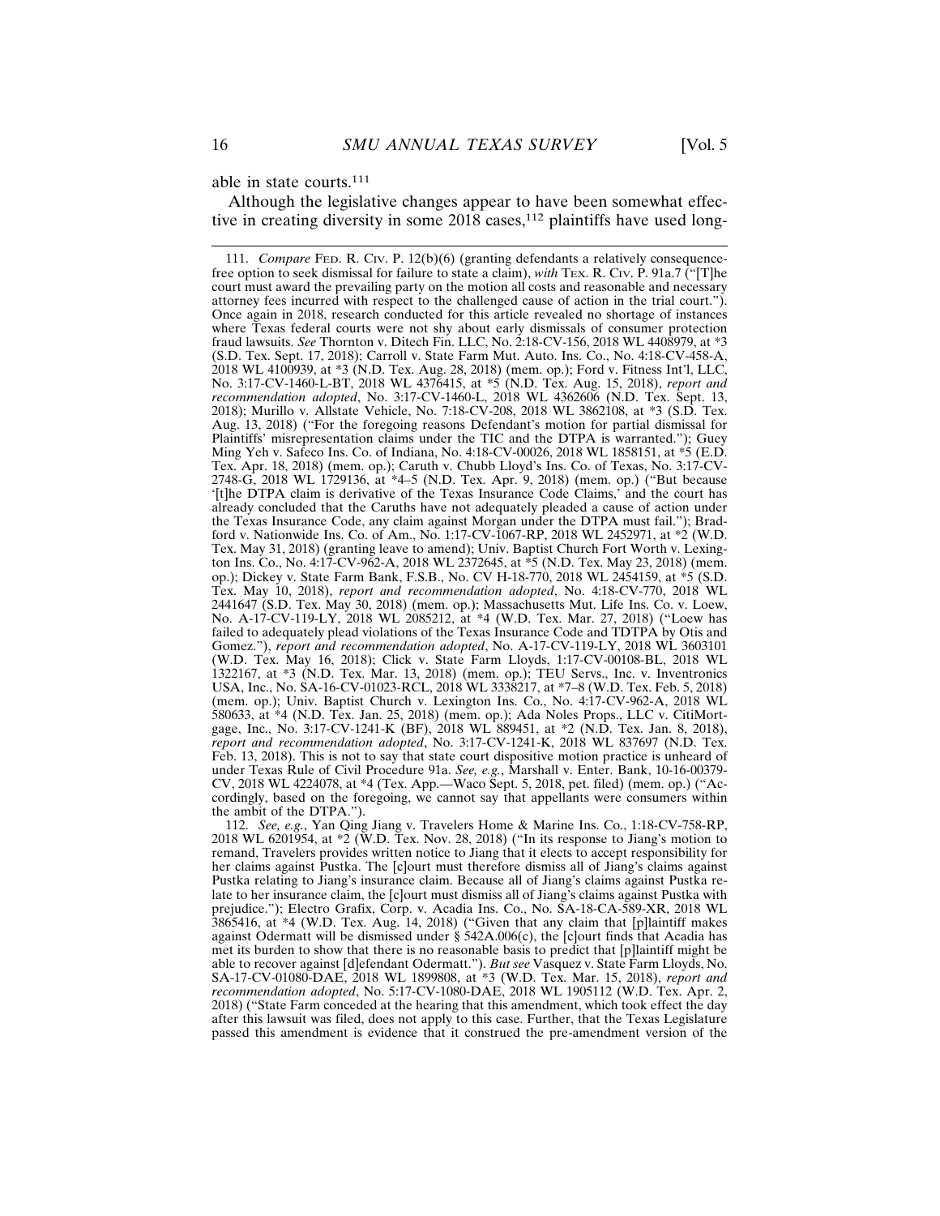able in state courts.[111]

Although the legislative changes appear to have been somewhat effective in creating diversity in some 2018 cases,[112] plaintiffs have used long-

---

111. *Compare* FED. R. CIV. P. 12(b)(6) (granting defendants a relatively consequence-free option to seek dismissal for failure to state a claim), *with* TEX. R. CIV. P. 91a.7 ("[T]he court must award the prevailing party on the motion all costs and reasonable and necessary attorney fees incurred with respect to the challenged cause of action in the trial court."). Once again in 2018, research conducted for this article revealed no shortage of instances where Texas federal courts were not shy about early dismissals of consumer protection fraud lawsuits. *See* Thornton v. Ditech Fin. LLC, No. 2:18-CV-156, 2018 WL 4408979, at *3 (S.D. Tex. Sept. 17, 2018); Carroll v. State Farm Mut. Auto. Ins. Co., No. 4:18-CV-458-A, 2018 WL 4100939, at *3 (N.D. Tex. Aug. 28, 2018) (mem. op.); Ford v. Fitness Int'l, LLC, No. 3:17-CV-1460-L-BT, 2018 WL 4376415, at *5 (N.D. Tex. Aug. 15, 2018), *report and recommendation adopted*, No. 3:17-CV-1460-L, 2018 WL 4362606 (N.D. Tex. Sept. 13, 2018); Murillo v. Allstate Vehicle, No. 7:18-CV-208, 2018 WL 3862108, at *3 (S.D. Tex. Aug. 13, 2018) ("For the foregoing reasons Defendant's motion for partial dismissal for Plaintiffs' misrepresentation claims under the TIC and the DTPA is warranted."); Guey Ming Yeh v. Safeco Ins. Co. of Indiana, No. 4:18-CV-00026, 2018 WL 1858151, at *5 (E.D. Tex. Apr. 18, 2018) (mem. op.); Caruth v. Chubb Lloyd's Ins. Co. of Texas, No. 3:17-CV-2748-G, 2018 WL 1729136, at *4–5 (N.D. Tex. Apr. 9, 2018) (mem. op.) ("But because '[t]he DTPA claim is derivative of the Texas Insurance Code Claims,' and the court has already concluded that the Caruths have not adequately pleaded a cause of action under the Texas Insurance Code, any claim against Morgan under the DTPA must fail."); Bradford v. Nationwide Ins. Co. of Am., No. 1:17-CV-1067-RP, 2018 WL 2452971, at *2 (W.D. Tex. May 31, 2018) (granting leave to amend); Univ. Baptist Church Fort Worth v. Lexington Ins. Co., No. 4:17-CV-962-A, 2018 WL 2372645, at *5 (N.D. Tex. May 23, 2018) (mem. op.); Dickey v. State Farm Bank, F.S.B., No. CV H-18-770, 2018 WL 2454159, at *5 (S.D. Tex. May 10, 2018), *report and recommendation adopted*, No. 4:18-CV-770, 2018 WL 2441647 (S.D. Tex. May 30, 2018) (mem. op.); Massachusetts Mut. Life Ins. Co. v. Loew, No. A-17-CV-119-LY, 2018 WL 2085212, at *4 (W.D. Tex. Mar. 27, 2018) ("Loew has failed to adequately plead violations of the Texas Insurance Code and TDTPA by Otis and Gomez."), *report and recommendation adopted*, No. A-17-CV-119-LY, 2018 WL 3603101 (W.D. Tex. May 16, 2018); Click v. State Farm Lloyds, 1:17-CV-00108-BL, 2018 WL 1322167, at *3 (N.D. Tex. Mar. 13, 2018) (mem. op.); TEU Servs., Inc. v. Inventronics USA, Inc., No. SA-16-CV-01023-RCL, 2018 WL 3338217, at *7–8 (W.D. Tex. Feb. 5, 2018) (mem. op.); Univ. Baptist Church v. Lexington Ins. Co., No. 4:17-CV-962-A, 2018 WL 580633, at *4 (N.D. Tex. Jan. 25, 2018) (mem. op.); Ada Noles Props., LLC v. CitiMortgage, Inc., No. 3:17-CV-1241-K (BF), 2018 WL 889451, at *2 (N.D. Tex. Jan. 8, 2018), *report and recommendation adopted*, No. 3:17-CV-1241-K, 2018 WL 837697 (N.D. Tex. Feb. 13, 2018). This is not to say that state court dispositive motion practice is unheard of under Texas Rule of Civil Procedure 91a. *See, e.g.*, Marshall v. Enter. Bank, 10-16-00379-CV, 2018 WL 4224078, at *4 (Tex. App.—Waco Sept. 5, 2018, pet. filed) (mem. op.) ("Accordingly, based on the foregoing, we cannot say that appellants were consumers within the ambit of the DTPA.").

112. *See, e.g.*, Yan Qing Jiang v. Travelers Home & Marine Ins. Co., 1:18-CV-758-RP, 2018 WL 6201954, at *2 (W.D. Tex. Nov. 28, 2018) ("In its response to Jiang's motion to remand, Travelers provides written notice to Jiang that it elects to accept responsibility for her claims against Pustka. The [c]ourt must therefore dismiss all of Jiang's claims against Pustka relating to Jiang's insurance claim. Because all of Jiang's claims against Pustka relate to her insurance claim, the [c]ourt must dismiss all of Jiang's claims against Pustka with prejudice."); Electro Grafix, Corp. v. Acadia Ins. Co., No. SA-18-CA-589-XR, 2018 WL 3865416, at *4 (W.D. Tex. Aug. 14, 2018) ("Given that any claim that [p]laintiff makes against Odermatt will be dismissed under § 542A.006(c), the [c]ourt finds that Acadia has met its burden to show that there is no reasonable basis to predict that [p]laintiff might be able to recover against [d]efendant Odermatt."). *But see* Vasquez v. State Farm Lloyds, No. SA-17-CV-01080-DAE, 2018 WL 1899808, at *3 (W.D. Tex. Mar. 15, 2018), *report and recommendation adopted*, No. 5:17-CV-1080-DAE, 2018 WL 1905112 (W.D. Tex. Apr. 2, 2018) ("State Farm conceded at the hearing that this amendment, which took effect the day after this lawsuit was filed, does not apply to this case. Further, that the Texas Legislature passed this amendment is evidence that it construed the pre-amendment version of the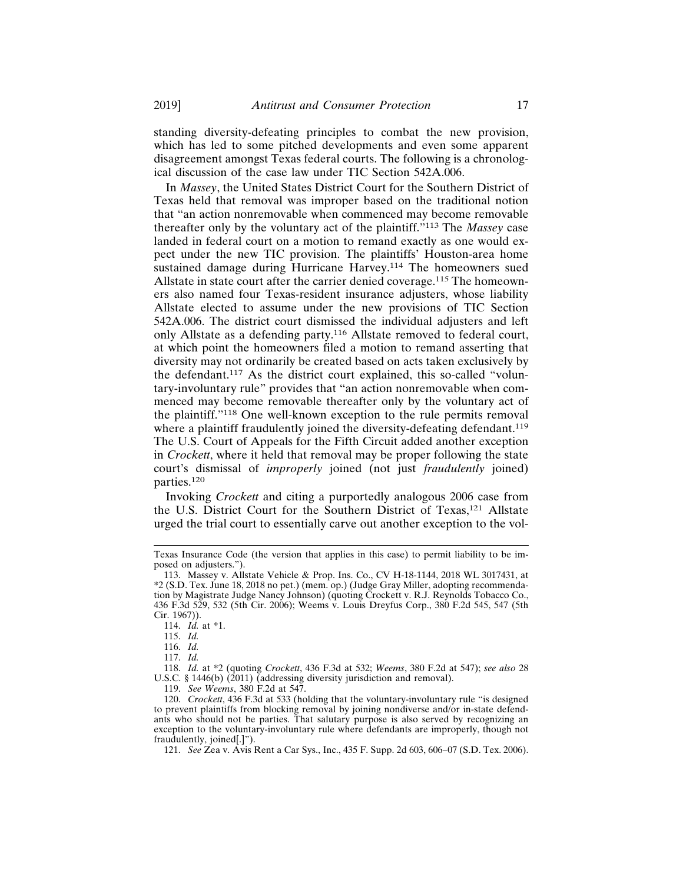standing diversity-defeating principles to combat the new provision, which has led to some pitched developments and even some apparent disagreement amongst Texas federal courts. The following is a chronological discussion of the case law under TIC Section 542A.006.

In *Massey*, the United States District Court for the Southern District of Texas held that removal was improper based on the traditional notion that "an action nonremovable when commenced may become removable thereafter only by the voluntary act of the plaintiff."[113] The *Massey* case landed in federal court on a motion to remand exactly as one would expect under the new TIC provision. The plaintiffs' Houston-area home sustained damage during Hurricane Harvey.[114] The homeowners sued Allstate in state court after the carrier denied coverage.[115] The homeowners also named four Texas-resident insurance adjusters, whose liability Allstate elected to assume under the new provisions of TIC Section 542A.006. The district court dismissed the individual adjusters and left only Allstate as a defending party.[116] Allstate removed to federal court, at which point the homeowners filed a motion to remand asserting that diversity may not ordinarily be created based on acts taken exclusively by the defendant.[117] As the district court explained, this so-called "voluntary-involuntary rule" provides that "an action nonremovable when commenced may become removable thereafter only by the voluntary act of the plaintiff."[118] One well-known exception to the rule permits removal where a plaintiff fraudulently joined the diversity-defeating defendant.[119] The U.S. Court of Appeals for the Fifth Circuit added another exception in *Crockett*, where it held that removal may be proper following the state court's dismissal of *improperly* joined (not just *fraudulently* joined) parties.[120]

Invoking *Crockett* and citing a purportedly analogous 2006 case from the U.S. District Court for the Southern District of Texas,[121] Allstate urged the trial court to essentially carve out another exception to the vol-

---

Texas Insurance Code (the version that applies in this case) to permit liability to be imposed on adjusters.").

113. Massey v. Allstate Vehicle & Prop. Ins. Co., CV H-18-1144, 2018 WL 3017431, at *2 (S.D. Tex. June 18, 2018 no pet.) (mem. op.) (Judge Gray Miller, adopting recommendation by Magistrate Judge Nancy Johnson) (quoting Crockett v. R.J. Reynolds Tobacco Co., 436 F.3d 529, 532 (5th Cir. 2006); Weems v. Louis Dreyfus Corp., 380 F.2d 545, 547 (5th Cir. 1967)).

114. *Id.* at *1.

115. *Id.*

116. *Id.*

117. *Id.*

118. *Id.* at *2 (quoting *Crockett*, 436 F.3d at 532; *Weems*, 380 F.2d at 547); *see also* 28 U.S.C. § 1446(b) (2011) (addressing diversity jurisdiction and removal).

119. *See Weems*, 380 F.2d at 547.

120. *Crockett*, 436 F.3d at 533 (holding that the voluntary-involuntary rule "is designed to prevent plaintiffs from blocking removal by joining nondiverse and/or in-state defendants who should not be parties. That salutary purpose is also served by recognizing an exception to the voluntary-involuntary rule where defendants are improperly, though not fraudulently, joined[.]").

121. *See* Zea v. Avis Rent a Car Sys., Inc., 435 F. Supp. 2d 603, 606–07 (S.D. Tex. 2006).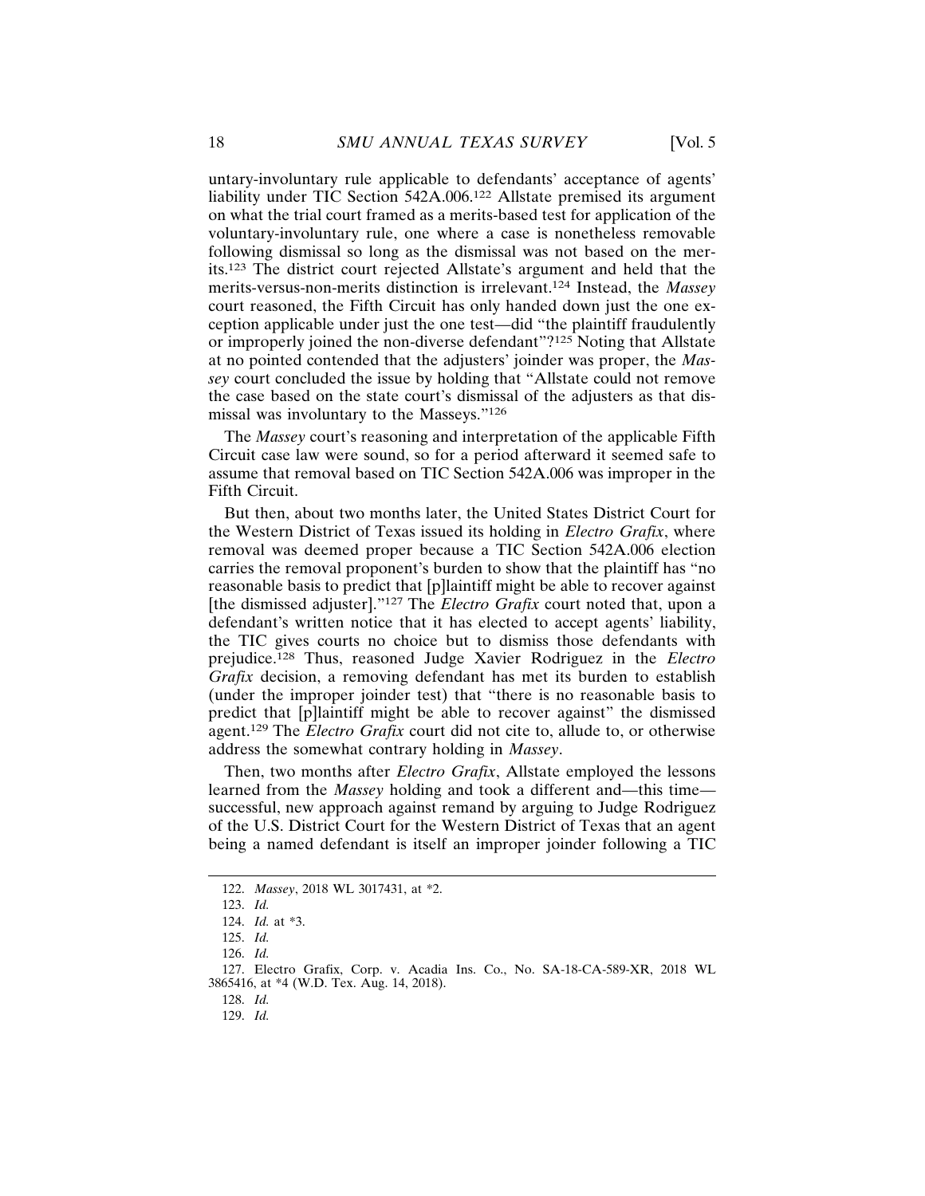untary-involuntary rule applicable to defendants' acceptance of agents' liability under TIC Section 542A.006.[122] Allstate premised its argument on what the trial court framed as a merits-based test for application of the voluntary-involuntary rule, one where a case is nonetheless removable following dismissal so long as the dismissal was not based on the merits.[123] The district court rejected Allstate's argument and held that the merits-versus-non-merits distinction is irrelevant.[124] Instead, the *Massey* court reasoned, the Fifth Circuit has only handed down just the one exception applicable under just the one test—did "the plaintiff fraudulently or improperly joined the non-diverse defendant"?[125] Noting that Allstate at no pointed contended that the adjusters' joinder was proper, the *Massey* court concluded the issue by holding that "Allstate could not remove the case based on the state court's dismissal of the adjusters as that dismissal was involuntary to the Masseys."[126]

The *Massey* court's reasoning and interpretation of the applicable Fifth Circuit case law were sound, so for a period afterward it seemed safe to assume that removal based on TIC Section 542A.006 was improper in the Fifth Circuit.

But then, about two months later, the United States District Court for the Western District of Texas issued its holding in *Electro Grafix*, where removal was deemed proper because a TIC Section 542A.006 election carries the removal proponent's burden to show that the plaintiff has "no reasonable basis to predict that [p]laintiff might be able to recover against [the dismissed adjuster]."[127] The *Electro Grafix* court noted that, upon a defendant's written notice that it has elected to accept agents' liability, the TIC gives courts no choice but to dismiss those defendants with prejudice.[128] Thus, reasoned Judge Xavier Rodriguez in the *Electro Grafix* decision, a removing defendant has met its burden to establish (under the improper joinder test) that "there is no reasonable basis to predict that [p]laintiff might be able to recover against" the dismissed agent.[129] The *Electro Grafix* court did not cite to, allude to, or otherwise address the somewhat contrary holding in *Massey*.

Then, two months after *Electro Grafix*, Allstate employed the lessons learned from the *Massey* holding and took a different and—this time—successful, new approach against remand by arguing to Judge Rodriguez of the U.S. District Court for the Western District of Texas that an agent being a named defendant is itself an improper joinder following a TIC

---

122. *Massey*, 2018 WL 3017431, at *2.

123. *Id.*

124. *Id.* at *3.

125. *Id.*

126. *Id.*

127. Electro Grafix, Corp. v. Acadia Ins. Co., No. SA-18-CA-589-XR, 2018 WL 3865416, at *4 (W.D. Tex. Aug. 14, 2018).

128. *Id.*

129. *Id.*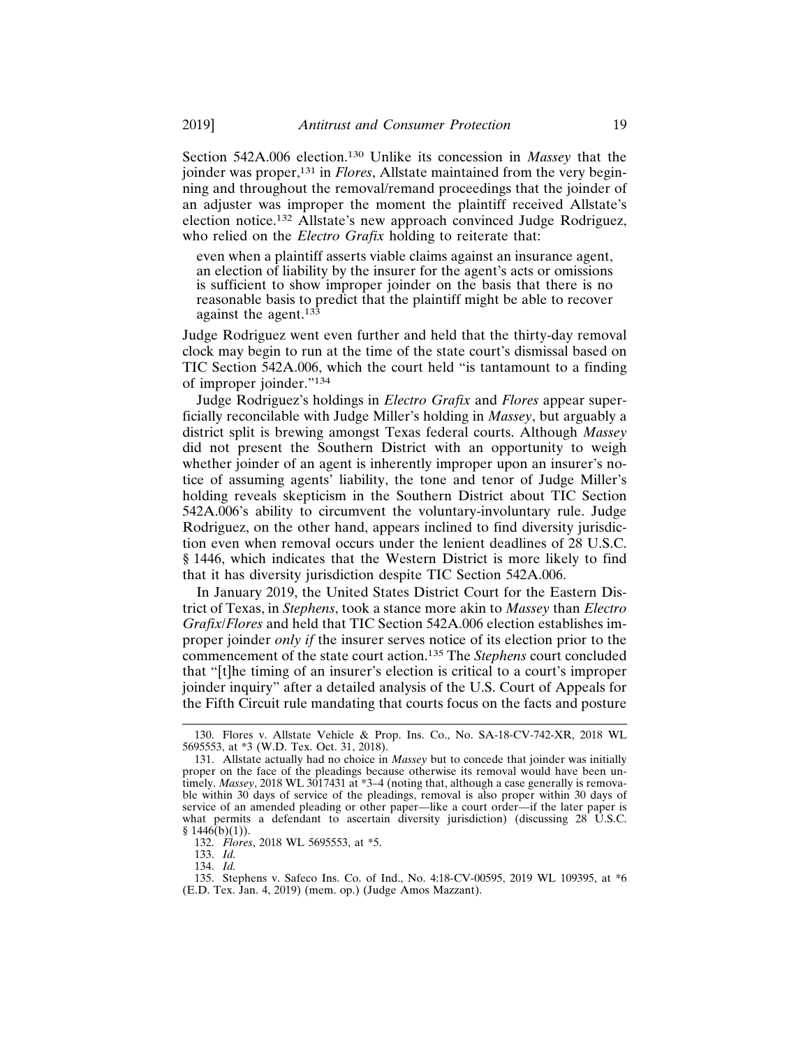Section 542A.006 election.[130] Unlike its concession in *Massey* that the joinder was proper,[131] in *Flores*, Allstate maintained from the very beginning and throughout the removal/remand proceedings that the joinder of an adjuster was improper the moment the plaintiff received Allstate's election notice.[132] Allstate's new approach convinced Judge Rodriguez, who relied on the *Electro Grafix* holding to reiterate that:

> even when a plaintiff asserts viable claims against an insurance agent, an election of liability by the insurer for the agent's acts or omissions is sufficient to show improper joinder on the basis that there is no reasonable basis to predict that the plaintiff might be able to recover against the agent.[133]

Judge Rodriguez went even further and held that the thirty-day removal clock may begin to run at the time of the state court's dismissal based on TIC Section 542A.006, which the court held "is tantamount to a finding of improper joinder."[134]

Judge Rodriguez's holdings in *Electro Grafix* and *Flores* appear superficially reconcilable with Judge Miller's holding in *Massey*, but arguably a district split is brewing amongst Texas federal courts. Although *Massey* did not present the Southern District with an opportunity to weigh whether joinder of an agent is inherently improper upon an insurer's notice of assuming agents' liability, the tone and tenor of Judge Miller's holding reveals skepticism in the Southern District about TIC Section 542A.006's ability to circumvent the voluntary-involuntary rule. Judge Rodriguez, on the other hand, appears inclined to find diversity jurisdiction even when removal occurs under the lenient deadlines of 28 U.S.C. § 1446, which indicates that the Western District is more likely to find that it has diversity jurisdiction despite TIC Section 542A.006.

In January 2019, the United States District Court for the Eastern District of Texas, in *Stephens*, took a stance more akin to *Massey* than *Electro Grafix*/*Flores* and held that TIC Section 542A.006 election establishes improper joinder *only if* the insurer serves notice of its election prior to the commencement of the state court action.[135] The *Stephens* court concluded that "[t]he timing of an insurer's election is critical to a court's improper joinder inquiry" after a detailed analysis of the U.S. Court of Appeals for the Fifth Circuit rule mandating that courts focus on the facts and posture

---

130. Flores v. Allstate Vehicle & Prop. Ins. Co., No. SA-18-CV-742-XR, 2018 WL 5695553, at *3 (W.D. Tex. Oct. 31, 2018).

131. Allstate actually had no choice in *Massey* but to concede that joinder was initially proper on the face of the pleadings because otherwise its removal would have been untimely. *Massey*, 2018 WL 3017431 at *3–4 (noting that, although a case generally is removable within 30 days of service of the pleadings, removal is also proper within 30 days of service of an amended pleading or other paper—like a court order—if the later paper is what permits a defendant to ascertain diversity jurisdiction) (discussing 28 U.S.C. § 1446(b)(1)).

132. *Flores*, 2018 WL 5695553, at *5.

133. *Id.*

134. *Id.*

135. Stephens v. Safeco Ins. Co. of Ind., No. 4:18-CV-00595, 2019 WL 109395, at *6 (E.D. Tex. Jan. 4, 2019) (mem. op.) (Judge Amos Mazzant).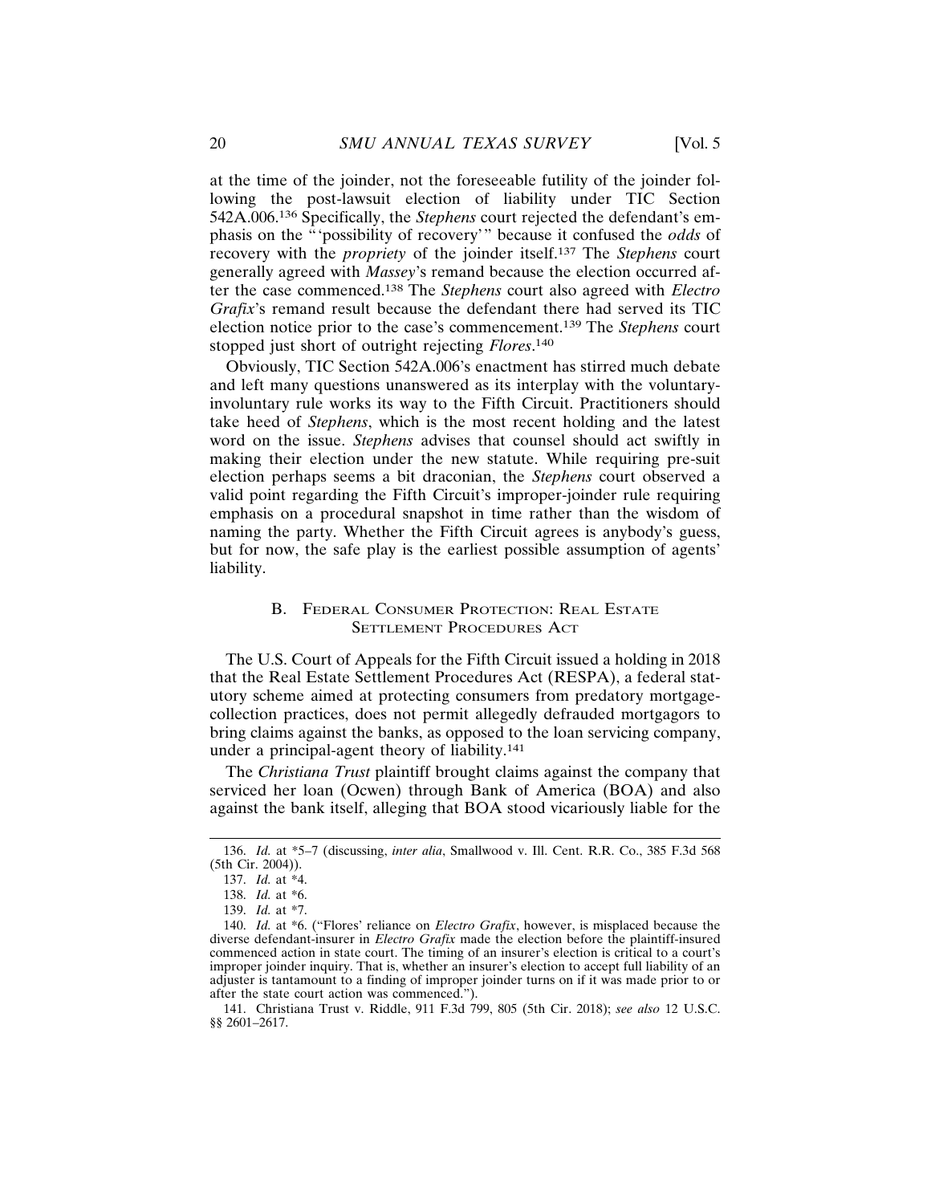at the time of the joinder, not the foreseeable futility of the joinder following the post-lawsuit election of liability under TIC Section 542A.006.[136] Specifically, the *Stephens* court rejected the defendant's emphasis on the "'possibility of recovery'" because it confused the *odds* of recovery with the *propriety* of the joinder itself.[137] The *Stephens* court generally agreed with *Massey*'s remand because the election occurred after the case commenced.[138] The *Stephens* court also agreed with *Electro Grafix*'s remand result because the defendant there had served its TIC election notice prior to the case's commencement.[139] The *Stephens* court stopped just short of outright rejecting *Flores*.[140]

Obviously, TIC Section 542A.006's enactment has stirred much debate and left many questions unanswered as its interplay with the voluntary-involuntary rule works its way to the Fifth Circuit. Practitioners should take heed of *Stephens*, which is the most recent holding and the latest word on the issue. *Stephens* advises that counsel should act swiftly in making their election under the new statute. While requiring pre-suit election perhaps seems a bit draconian, the *Stephens* court observed a valid point regarding the Fifth Circuit's improper-joinder rule requiring emphasis on a procedural snapshot in time rather than the wisdom of naming the party. Whether the Fifth Circuit agrees is anybody's guess, but for now, the safe play is the earliest possible assumption of agents' liability.

### B. Federal Consumer Protection: Real Estate Settlement Procedures Act

The U.S. Court of Appeals for the Fifth Circuit issued a holding in 2018 that the Real Estate Settlement Procedures Act (RESPA), a federal statutory scheme aimed at protecting consumers from predatory mortgage-collection practices, does not permit allegedly defrauded mortgagors to bring claims against the banks, as opposed to the loan servicing company, under a principal-agent theory of liability.[141]

The *Christiana Trust* plaintiff brought claims against the company that serviced her loan (Ocwen) through Bank of America (BOA) and also against the bank itself, alleging that BOA stood vicariously liable for the

---

136. *Id.* at *5–7 (discussing, *inter alia*, Smallwood v. Ill. Cent. R.R. Co., 385 F.3d 568 (5th Cir. 2004)).

137. *Id.* at *4.

138. *Id.* at *6.

139. *Id.* at *7.

140. *Id.* at *6. ("Flores' reliance on *Electro Grafix*, however, is misplaced because the diverse defendant-insurer in *Electro Grafix* made the election before the plaintiff-insured commenced action in state court. The timing of an insurer's election is critical to a court's improper joinder inquiry. That is, whether an insurer's election to accept full liability of an adjuster is tantamount to a finding of improper joinder turns on if it was made prior to or after the state court action was commenced.").

141. Christiana Trust v. Riddle, 911 F.3d 799, 805 (5th Cir. 2018); *see also* 12 U.S.C. §§ 2601–2617.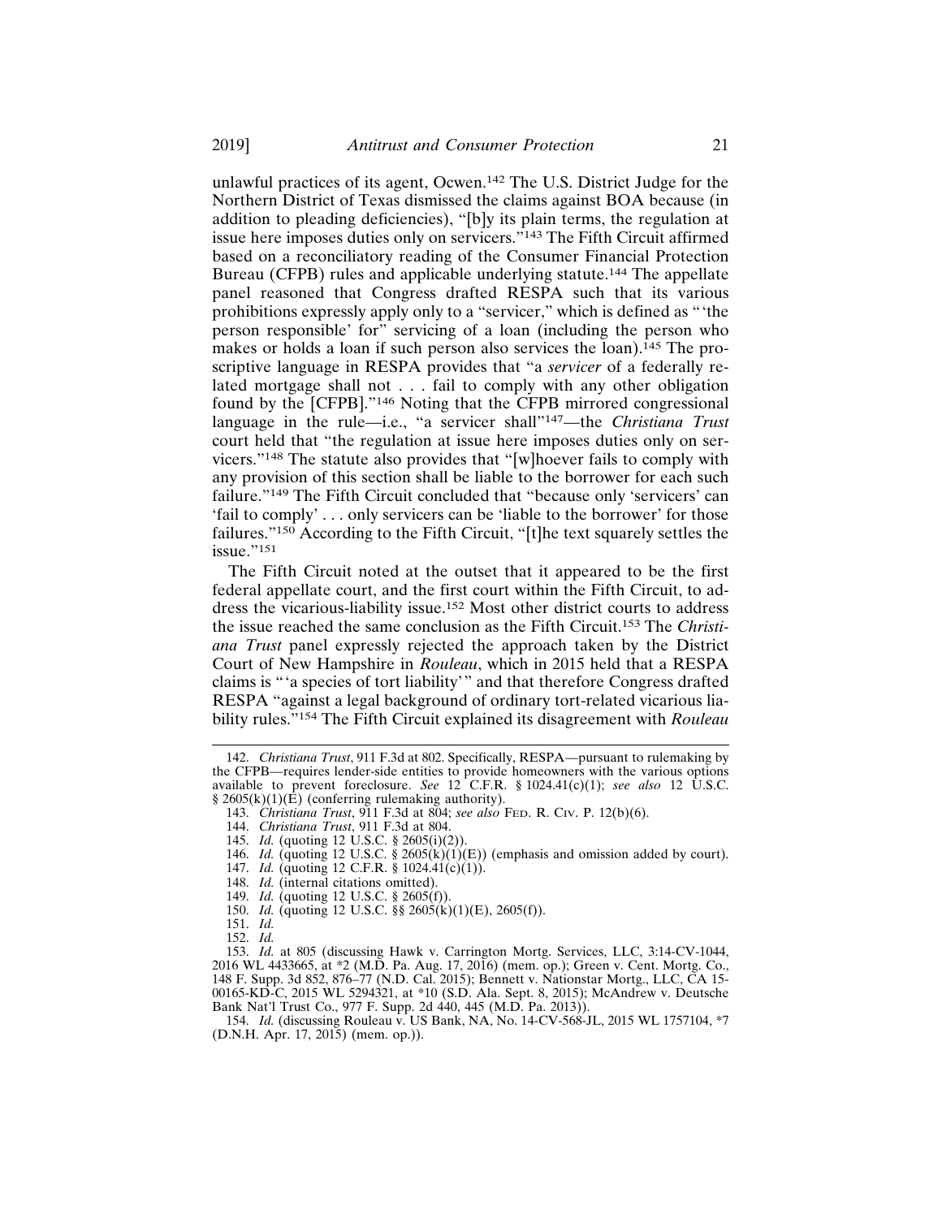unlawful practices of its agent, Ocwen.[142] The U.S. District Judge for the Northern District of Texas dismissed the claims against BOA because (in addition to pleading deficiencies), "[b]y its plain terms, the regulation at issue here imposes duties only on servicers."[143] The Fifth Circuit affirmed based on a reconciliatory reading of the Consumer Financial Protection Bureau (CFPB) rules and applicable underlying statute.[144] The appellate panel reasoned that Congress drafted RESPA such that its various prohibitions expressly apply only to a "servicer," which is defined as "'the person responsible' for" servicing of a loan (including the person who makes or holds a loan if such person also services the loan).[145] The proscriptive language in RESPA provides that "a *servicer* of a federally related mortgage shall not . . . fail to comply with any other obligation found by the [CFPB]."[146] Noting that the CFPB mirrored congressional language in the rule—i.e., "a servicer shall"[147]—the *Christiana Trust* court held that "the regulation at issue here imposes duties only on servicers."[148] The statute also provides that "[w]hoever fails to comply with any provision of this section shall be liable to the borrower for each such failure."[149] The Fifth Circuit concluded that "because only 'servicers' can 'fail to comply' . . . only servicers can be 'liable to the borrower' for those failures."[150] According to the Fifth Circuit, "[t]he text squarely settles the issue."[151]

The Fifth Circuit noted at the outset that it appeared to be the first federal appellate court, and the first court within the Fifth Circuit, to address the vicarious-liability issue.[152] Most other district courts to address the issue reached the same conclusion as the Fifth Circuit.[153] The *Christiana Trust* panel expressly rejected the approach taken by the District Court of New Hampshire in *Rouleau*, which in 2015 held that a RESPA claims is "'a species of tort liability'" and that therefore Congress drafted RESPA "against a legal background of ordinary tort-related vicarious liability rules."[154] The Fifth Circuit explained its disagreement with *Rouleau*

---

142. *Christiana Trust*, 911 F.3d at 802. Specifically, RESPA—pursuant to rulemaking by the CFPB—requires lender-side entities to provide homeowners with the various options available to prevent foreclosure. *See* 12 C.F.R. § 1024.41(c)(1); *see also* 12 U.S.C. § 2605(k)(1)(E) (conferring rulemaking authority).

143. *Christiana Trust*, 911 F.3d at 804; *see also* FED. R. CIV. P. 12(b)(6).

144. *Christiana Trust*, 911 F.3d at 804.

145. *Id.* (quoting 12 U.S.C. § 2605(i)(2)).

146. *Id.* (quoting 12 U.S.C. § 2605(k)(1)(E)) (emphasis and omission added by court).

147. *Id.* (quoting 12 C.F.R. § 1024.41(c)(1)).

148. *Id.* (internal citations omitted).

149. *Id.* (quoting 12 U.S.C. § 2605(f)).

150. *Id.* (quoting 12 U.S.C. §§ 2605(k)(1)(E), 2605(f)).

151. *Id.*

152. *Id.*

153. *Id.* at 805 (discussing Hawk v. Carrington Mortg. Services, LLC, 3:14-CV-1044, 2016 WL 4433665, at *2 (M.D. Pa. Aug. 17, 2016) (mem. op.); Green v. Cent. Mortg. Co., 148 F. Supp. 3d 852, 876–77 (N.D. Cal. 2015); Bennett v. Nationstar Mortg., LLC, CA 15-00165-KD-C, 2015 WL 5294321, at *10 (S.D. Ala. Sept. 8, 2015); McAndrew v. Deutsche Bank Nat'l Trust Co., 977 F. Supp. 2d 440, 445 (M.D. Pa. 2013)).

154. *Id.* (discussing Rouleau v. US Bank, NA, No. 14-CV-568-JL, 2015 WL 1757104, *7 (D.N.H. Apr. 17, 2015) (mem. op.)).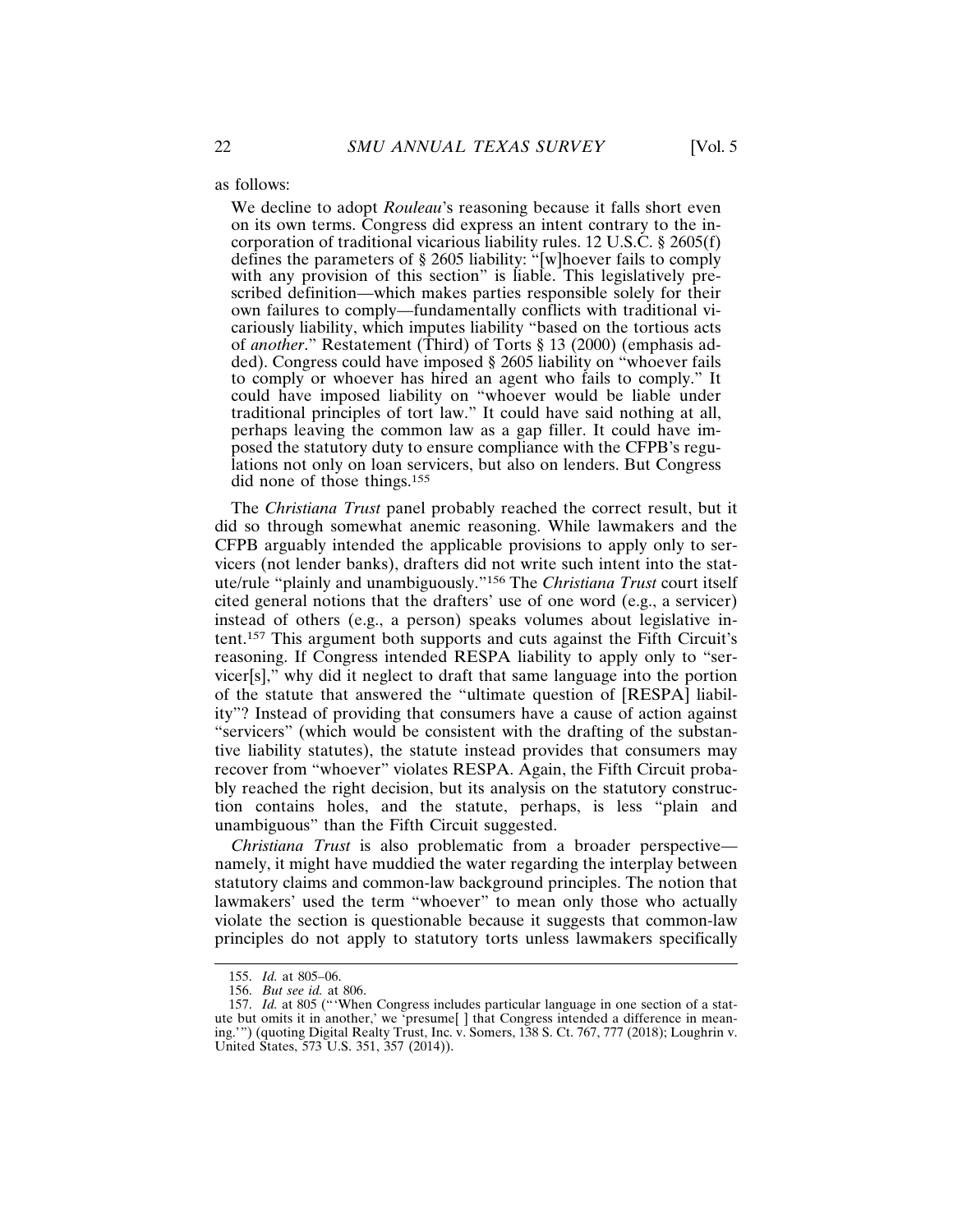as follows:

> We decline to adopt *Rouleau*'s reasoning because it falls short even on its own terms. Congress did express an intent contrary to the incorporation of traditional vicarious liability rules. 12 U.S.C. § 2605(f) defines the parameters of § 2605 liability: "[w]hoever fails to comply with any provision of this section" is liable. This legislatively prescribed definition—which makes parties responsible solely for their own failures to comply—fundamentally conflicts with traditional vicariously liability, which imputes liability "based on the tortious acts of *another*." Restatement (Third) of Torts § 13 (2000) (emphasis added). Congress could have imposed § 2605 liability on "whoever fails to comply or whoever has hired an agent who fails to comply." It could have imposed liability on "whoever would be liable under traditional principles of tort law." It could have said nothing at all, perhaps leaving the common law as a gap filler. It could have imposed the statutory duty to ensure compliance with the CFPB's regulations not only on loan servicers, but also on lenders. But Congress did none of those things.[155]

The *Christiana Trust* panel probably reached the correct result, but it did so through somewhat anemic reasoning. While lawmakers and the CFPB arguably intended the applicable provisions to apply only to servicers (not lender banks), drafters did not write such intent into the statute/rule "plainly and unambiguously."[156] The *Christiana Trust* court itself cited general notions that the drafters' use of one word (e.g., a servicer) instead of others (e.g., a person) speaks volumes about legislative intent.[157] This argument both supports and cuts against the Fifth Circuit's reasoning. If Congress intended RESPA liability to apply only to "servicer[s]," why did it neglect to draft that same language into the portion of the statute that answered the "ultimate question of [RESPA] liability"? Instead of providing that consumers have a cause of action against "servicers" (which would be consistent with the drafting of the substantive liability statutes), the statute instead provides that consumers may recover from "whoever" violates RESPA. Again, the Fifth Circuit probably reached the right decision, but its analysis on the statutory construction contains holes, and the statute, perhaps, is less "plain and unambiguous" than the Fifth Circuit suggested.

*Christiana Trust* is also problematic from a broader perspective—namely, it might have muddied the water regarding the interplay between statutory claims and common-law background principles. The notion that lawmakers' used the term "whoever" to mean only those who actually violate the section is questionable because it suggests that common-law principles do not apply to statutory torts unless lawmakers specifically

---

155. *Id.* at 805–06.

156. *But see id.* at 806.

157. *Id.* at 805 ("'When Congress includes particular language in one section of a statute but omits it in another,' we 'presume[ ] that Congress intended a difference in meaning.'") (quoting Digital Realty Trust, Inc. v. Somers, 138 S. Ct. 767, 777 (2018); Loughrin v. United States, 573 U.S. 351, 357 (2014)).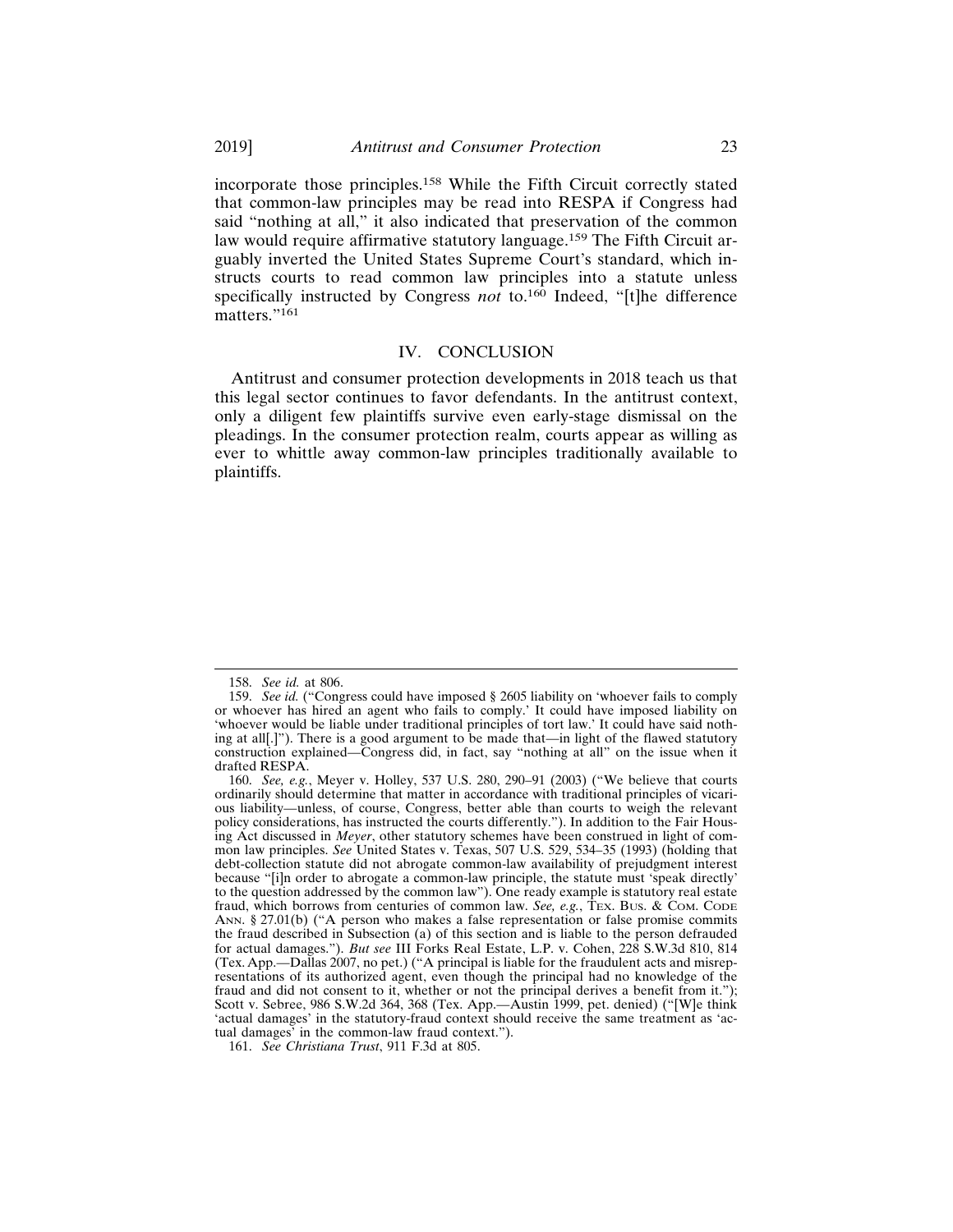incorporate those principles.[158] While the Fifth Circuit correctly stated that common-law principles may be read into RESPA if Congress had said "nothing at all," it also indicated that preservation of the common law would require affirmative statutory language.[159] The Fifth Circuit arguably inverted the United States Supreme Court's standard, which instructs courts to read common law principles into a statute unless specifically instructed by Congress *not* to.[160] Indeed, "[t]he difference matters."[161]

## IV. CONCLUSION

Antitrust and consumer protection developments in 2018 teach us that this legal sector continues to favor defendants. In the antitrust context, only a diligent few plaintiffs survive even early-stage dismissal on the pleadings. In the consumer protection realm, courts appear as willing as ever to whittle away common-law principles traditionally available to plaintiffs.

---

158. *See id.* at 806.

159. *See id.* ("Congress could have imposed § 2605 liability on 'whoever fails to comply or whoever has hired an agent who fails to comply.' It could have imposed liability on 'whoever would be liable under traditional principles of tort law.' It could have said nothing at all[.]"). There is a good argument to be made that—in light of the flawed statutory construction explained—Congress did, in fact, say "nothing at all" on the issue when it drafted RESPA.

160. *See, e.g.*, Meyer v. Holley, 537 U.S. 280, 290–91 (2003) ("We believe that courts ordinarily should determine that matter in accordance with traditional principles of vicarious liability—unless, of course, Congress, better able than courts to weigh the relevant policy considerations, has instructed the courts differently."). In addition to the Fair Housing Act discussed in *Meyer*, other statutory schemes have been construed in light of common law principles. *See* United States v. Texas, 507 U.S. 529, 534–35 (1993) (holding that debt-collection statute did not abrogate common-law availability of prejudgment interest because "[i]n order to abrogate a common-law principle, the statute must 'speak directly' to the question addressed by the common law"). One ready example is statutory real estate fraud, which borrows from centuries of common law. *See, e.g.*, TEX. BUS. & COM. CODE ANN. § 27.01(b) ("A person who makes a false representation or false promise commits the fraud described in Subsection (a) of this section and is liable to the person defrauded for actual damages."). *But see* III Forks Real Estate, L.P. v. Cohen, 228 S.W.3d 810, 814 (Tex. App.—Dallas 2007, no pet.) ("A principal is liable for the fraudulent acts and misrepresentations of its authorized agent, even though the principal had no knowledge of the fraud and did not consent to it, whether or not the principal derives a benefit from it."); Scott v. Sebree, 986 S.W.2d 364, 368 (Tex. App.—Austin 1999, pet. denied) ("[W]e think 'actual damages' in the statutory-fraud context should receive the same treatment as 'actual damages' in the common-law fraud context.").

161. *See Christiana Trust*, 911 F.3d at 805.